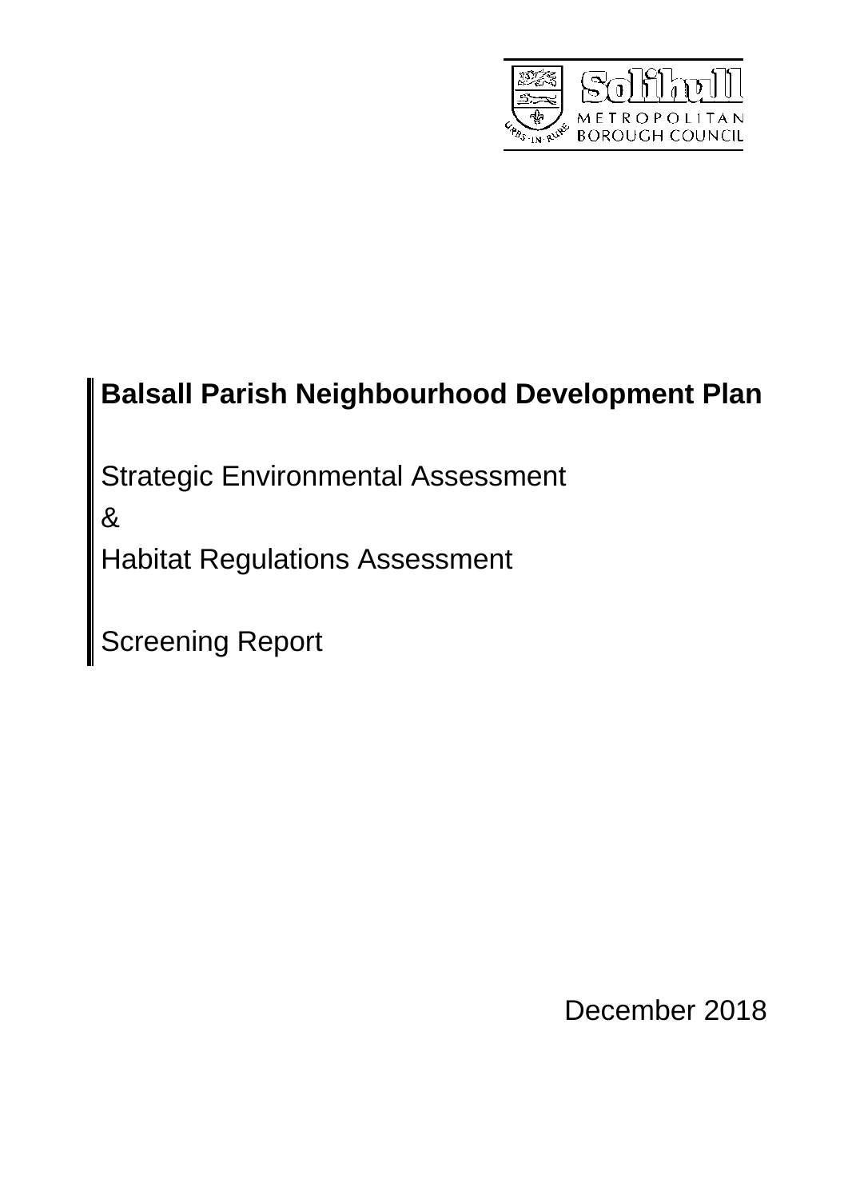Solihull
METROPOLITAN
BOROUGH COUNCIL

# Balsall Parish Neighbourhood Development Plan

Strategic Environmental Assessment

&

Habitat Regulations Assessment

Screening Report

December 2018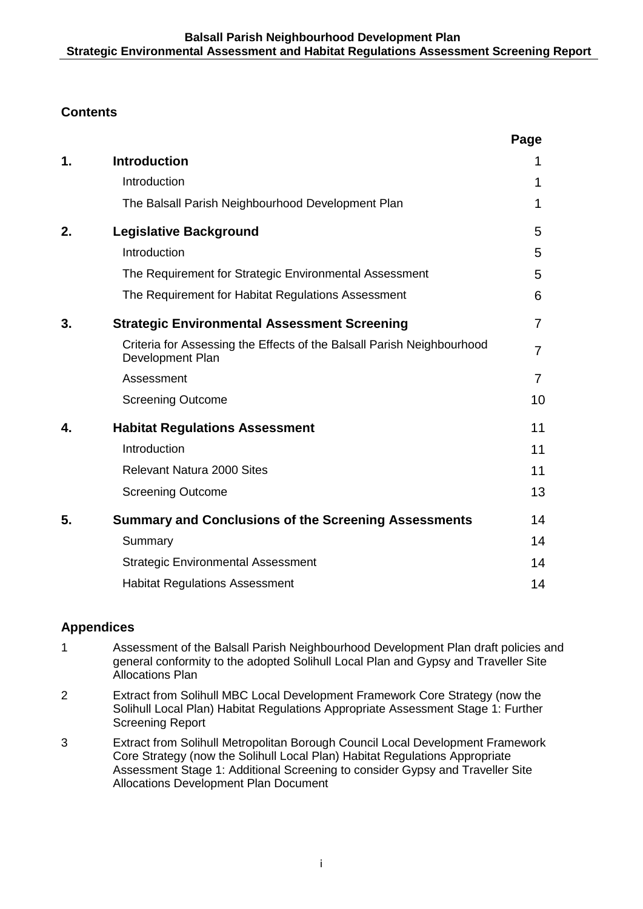## Contents

| | | Page |
|---|---|---|
| **1.** | **Introduction** | 1 |
| | Introduction | 1 |
| | The Balsall Parish Neighbourhood Development Plan | 1 |
| **2.** | **Legislative Background** | 5 |
| | Introduction | 5 |
| | The Requirement for Strategic Environmental Assessment | 5 |
| | The Requirement for Habitat Regulations Assessment | 6 |
| **3.** | **Strategic Environmental Assessment Screening** | 7 |
| | Criteria for Assessing the Effects of the Balsall Parish Neighbourhood Development Plan | 7 |
| | Assessment | 7 |
| | Screening Outcome | 10 |
| **4.** | **Habitat Regulations Assessment** | 11 |
| | Introduction | 11 |
| | Relevant Natura 2000 Sites | 11 |
| | Screening Outcome | 13 |
| **5.** | **Summary and Conclusions of the Screening Assessments** | 14 |
| | Summary | 14 |
| | Strategic Environmental Assessment | 14 |
| | Habitat Regulations Assessment | 14 |

## Appendices

1. Assessment of the Balsall Parish Neighbourhood Development Plan draft policies and general conformity to the adopted Solihull Local Plan and Gypsy and Traveller Site Allocations Plan
2. Extract from Solihull MBC Local Development Framework Core Strategy (now the Solihull Local Plan) Habitat Regulations Appropriate Assessment Stage 1: Further Screening Report
3. Extract from Solihull Metropolitan Borough Council Local Development Framework Core Strategy (now the Solihull Local Plan) Habitat Regulations Appropriate Assessment Stage 1: Additional Screening to consider Gypsy and Traveller Site Allocations Development Plan Document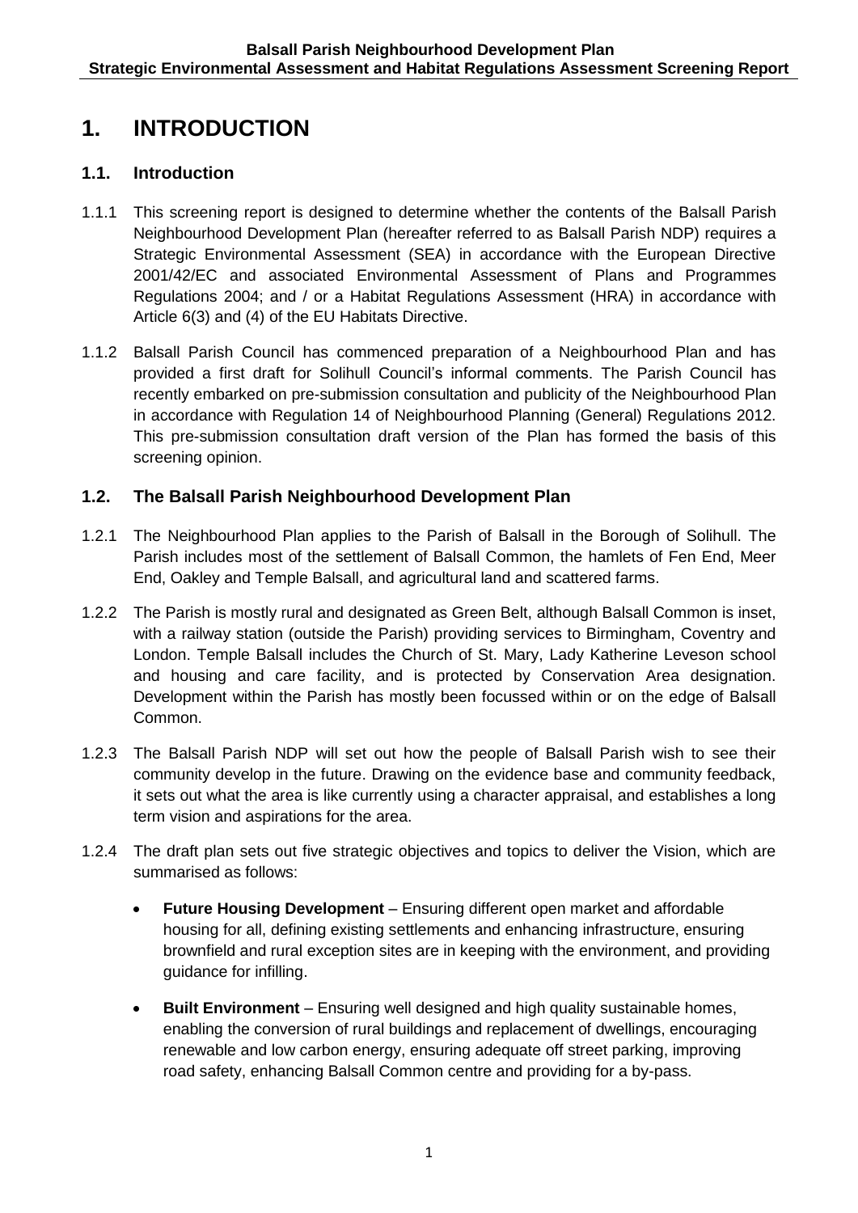# 1. INTRODUCTION

## 1.1. Introduction

1.1.1 This screening report is designed to determine whether the contents of the Balsall Parish Neighbourhood Development Plan (hereafter referred to as Balsall Parish NDP) requires a Strategic Environmental Assessment (SEA) in accordance with the European Directive 2001/42/EC and associated Environmental Assessment of Plans and Programmes Regulations 2004; and / or a Habitat Regulations Assessment (HRA) in accordance with Article 6(3) and (4) of the EU Habitats Directive.

1.1.2 Balsall Parish Council has commenced preparation of a Neighbourhood Plan and has provided a first draft for Solihull Council's informal comments. The Parish Council has recently embarked on pre-submission consultation and publicity of the Neighbourhood Plan in accordance with Regulation 14 of Neighbourhood Planning (General) Regulations 2012. This pre-submission consultation draft version of the Plan has formed the basis of this screening opinion.

## 1.2. The Balsall Parish Neighbourhood Development Plan

1.2.1 The Neighbourhood Plan applies to the Parish of Balsall in the Borough of Solihull. The Parish includes most of the settlement of Balsall Common, the hamlets of Fen End, Meer End, Oakley and Temple Balsall, and agricultural land and scattered farms.

1.2.2 The Parish is mostly rural and designated as Green Belt, although Balsall Common is inset, with a railway station (outside the Parish) providing services to Birmingham, Coventry and London. Temple Balsall includes the Church of St. Mary, Lady Katherine Leveson school and housing and care facility, and is protected by Conservation Area designation. Development within the Parish has mostly been focussed within or on the edge of Balsall Common.

1.2.3 The Balsall Parish NDP will set out how the people of Balsall Parish wish to see their community develop in the future. Drawing on the evidence base and community feedback, it sets out what the area is like currently using a character appraisal, and establishes a long term vision and aspirations for the area.

1.2.4 The draft plan sets out five strategic objectives and topics to deliver the Vision, which are summarised as follows:

- **Future Housing Development** – Ensuring different open market and affordable housing for all, defining existing settlements and enhancing infrastructure, ensuring brownfield and rural exception sites are in keeping with the environment, and providing guidance for infilling.
- **Built Environment** – Ensuring well designed and high quality sustainable homes, enabling the conversion of rural buildings and replacement of dwellings, encouraging renewable and low carbon energy, ensuring adequate off street parking, improving road safety, enhancing Balsall Common centre and providing for a by-pass.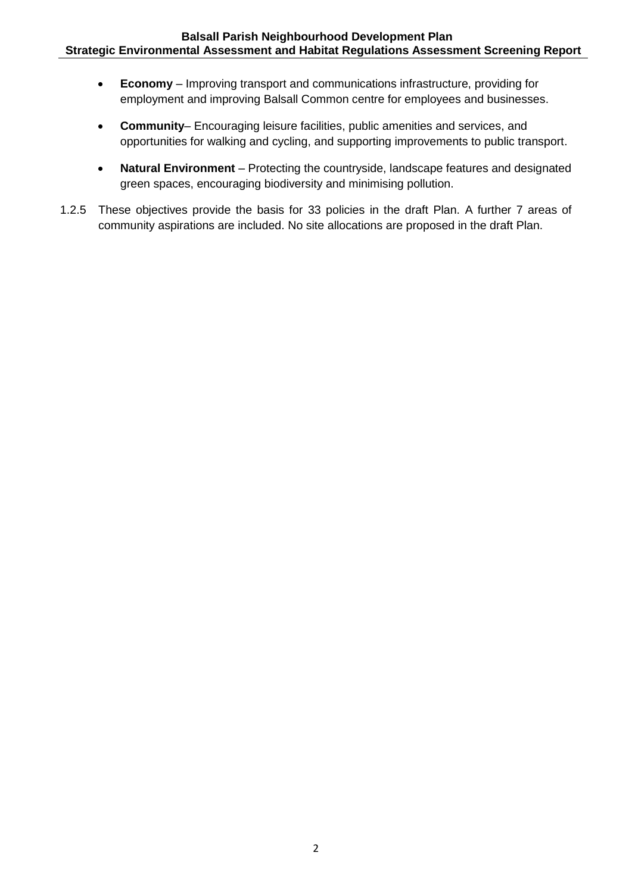- **Economy** – Improving transport and communications infrastructure, providing for employment and improving Balsall Common centre for employees and businesses.

- **Community**– Encouraging leisure facilities, public amenities and services, and opportunities for walking and cycling, and supporting improvements to public transport.

- **Natural Environment** – Protecting the countryside, landscape features and designated green spaces, encouraging biodiversity and minimising pollution.

1.2.5 These objectives provide the basis for 33 policies in the draft Plan. A further 7 areas of community aspirations are included. No site allocations are proposed in the draft Plan.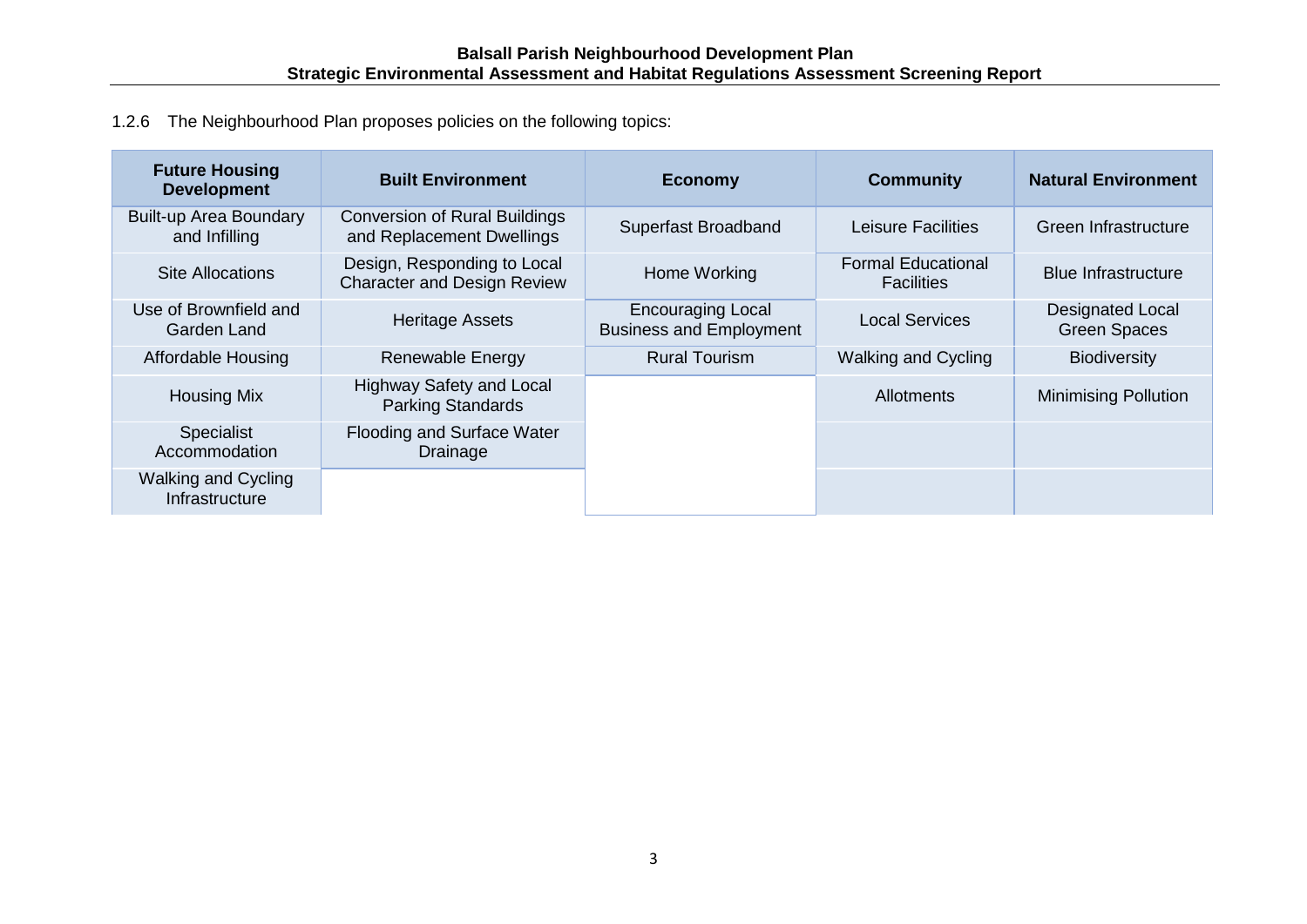1.2.6 The Neighbourhood Plan proposes policies on the following topics:

| Future Housing Development | Built Environment | Economy | Community | Natural Environment |
|---|---|---|---|---|
| Built-up Area Boundary and Infilling | Conversion of Rural Buildings and Replacement Dwellings | Superfast Broadband | Leisure Facilities | Green Infrastructure |
| Site Allocations | Design, Responding to Local Character and Design Review | Home Working | Formal Educational Facilities | Blue Infrastructure |
| Use of Brownfield and Garden Land | Heritage Assets | Encouraging Local Business and Employment | Local Services | Designated Local Green Spaces |
| Affordable Housing | Renewable Energy | Rural Tourism | Walking and Cycling | Biodiversity |
| Housing Mix | Highway Safety and Local Parking Standards | | Allotments | Minimising Pollution |
| Specialist Accommodation | Flooding and Surface Water Drainage | | | |
| Walking and Cycling Infrastructure | | | | |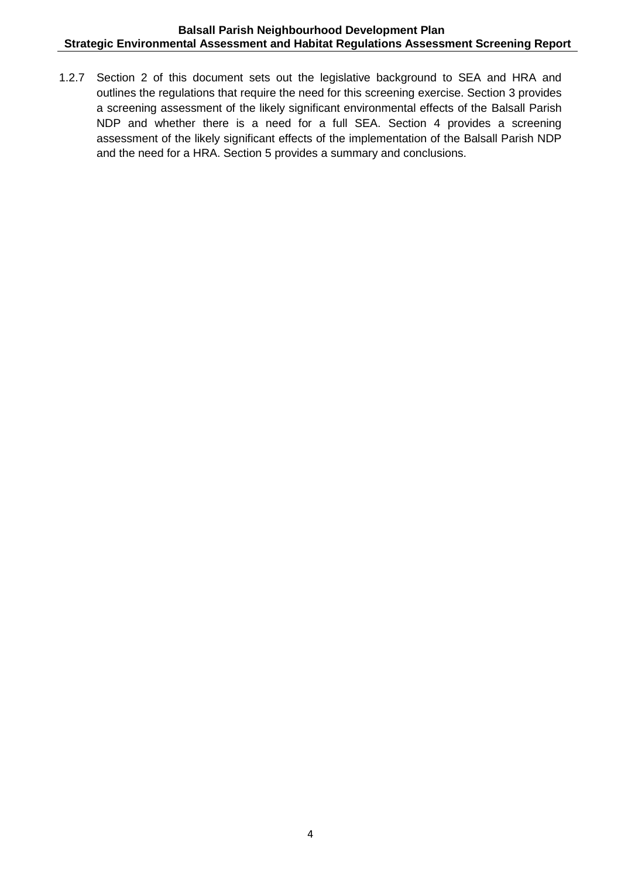1.2.7 Section 2 of this document sets out the legislative background to SEA and HRA and outlines the regulations that require the need for this screening exercise. Section 3 provides a screening assessment of the likely significant environmental effects of the Balsall Parish NDP and whether there is a need for a full SEA. Section 4 provides a screening assessment of the likely significant effects of the implementation of the Balsall Parish NDP and the need for a HRA. Section 5 provides a summary and conclusions.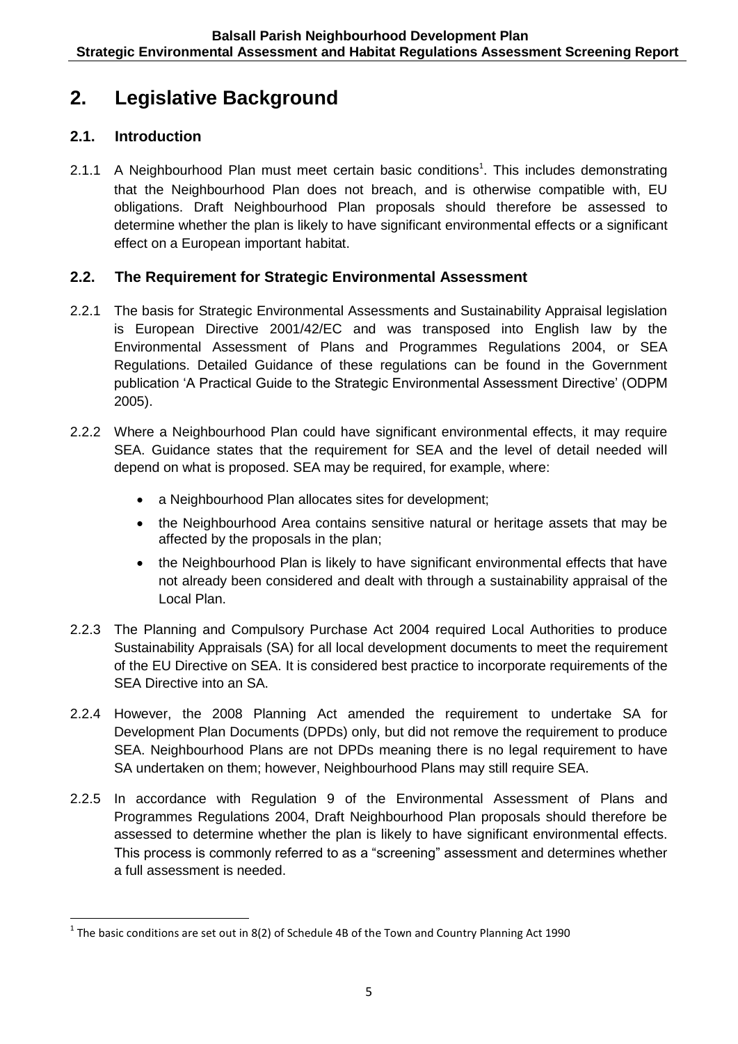# 2. Legislative Background

## 2.1. Introduction

2.1.1 A Neighbourhood Plan must meet certain basic conditions[1]. This includes demonstrating that the Neighbourhood Plan does not breach, and is otherwise compatible with, EU obligations. Draft Neighbourhood Plan proposals should therefore be assessed to determine whether the plan is likely to have significant environmental effects or a significant effect on a European important habitat.

## 2.2. The Requirement for Strategic Environmental Assessment

2.2.1 The basis for Strategic Environmental Assessments and Sustainability Appraisal legislation is European Directive 2001/42/EC and was transposed into English law by the Environmental Assessment of Plans and Programmes Regulations 2004, or SEA Regulations. Detailed Guidance of these regulations can be found in the Government publication 'A Practical Guide to the Strategic Environmental Assessment Directive' (ODPM 2005).

2.2.2 Where a Neighbourhood Plan could have significant environmental effects, it may require SEA. Guidance states that the requirement for SEA and the level of detail needed will depend on what is proposed. SEA may be required, for example, where:

- a Neighbourhood Plan allocates sites for development;
- the Neighbourhood Area contains sensitive natural or heritage assets that may be affected by the proposals in the plan;
- the Neighbourhood Plan is likely to have significant environmental effects that have not already been considered and dealt with through a sustainability appraisal of the Local Plan.

2.2.3 The Planning and Compulsory Purchase Act 2004 required Local Authorities to produce Sustainability Appraisals (SA) for all local development documents to meet the requirement of the EU Directive on SEA. It is considered best practice to incorporate requirements of the SEA Directive into an SA.

2.2.4 However, the 2008 Planning Act amended the requirement to undertake SA for Development Plan Documents (DPDs) only, but did not remove the requirement to produce SEA. Neighbourhood Plans are not DPDs meaning there is no legal requirement to have SA undertaken on them; however, Neighbourhood Plans may still require SEA.

2.2.5 In accordance with Regulation 9 of the Environmental Assessment of Plans and Programmes Regulations 2004, Draft Neighbourhood Plan proposals should therefore be assessed to determine whether the plan is likely to have significant environmental effects. This process is commonly referred to as a "screening" assessment and determines whether a full assessment is needed.

[1] The basic conditions are set out in 8(2) of Schedule 4B of the Town and Country Planning Act 1990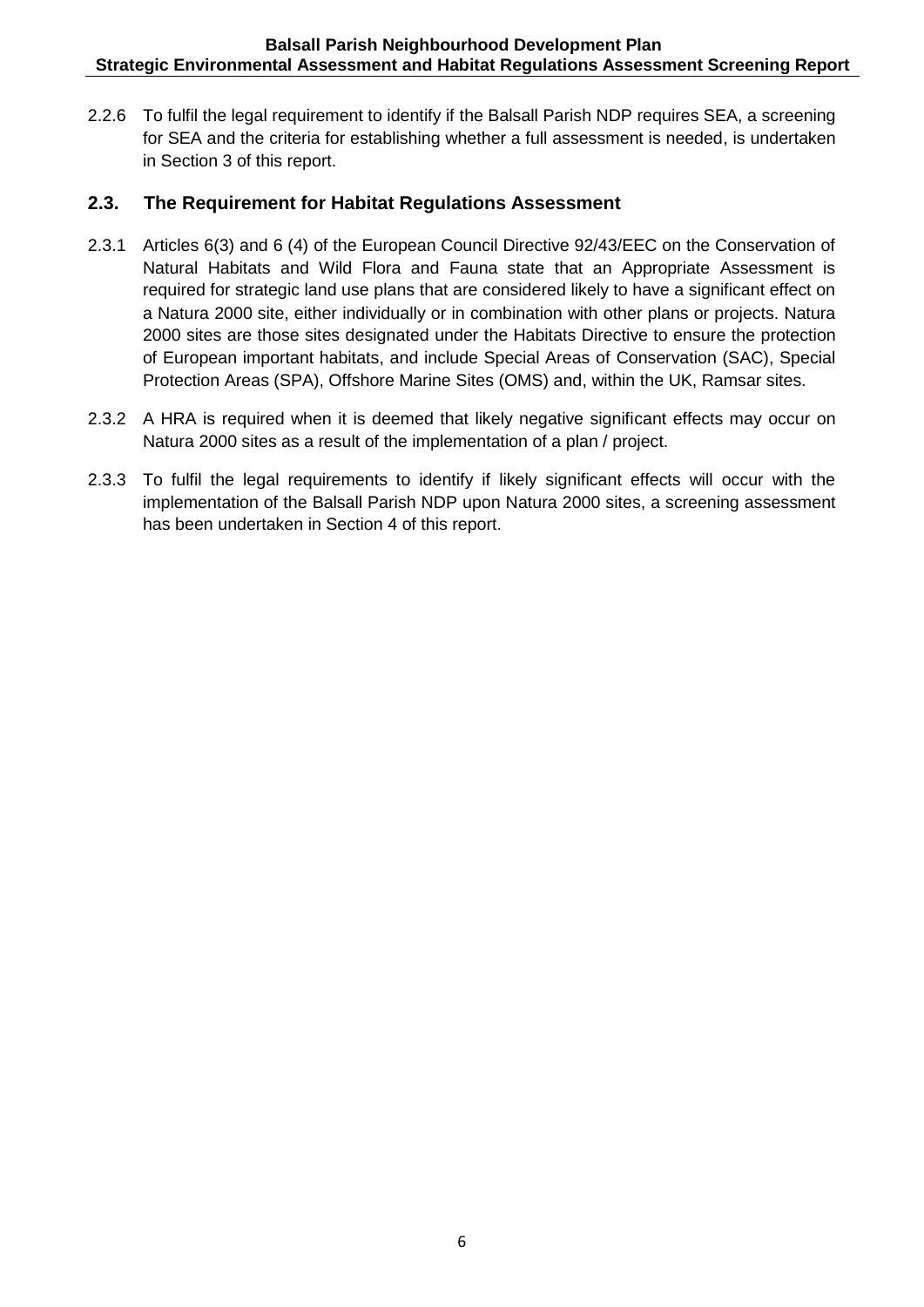2.2.6 To fulfil the legal requirement to identify if the Balsall Parish NDP requires SEA, a screening for SEA and the criteria for establishing whether a full assessment is needed, is undertaken in Section 3 of this report.

## 2.3. The Requirement for Habitat Regulations Assessment

2.3.1 Articles 6(3) and 6 (4) of the European Council Directive 92/43/EEC on the Conservation of Natural Habitats and Wild Flora and Fauna state that an Appropriate Assessment is required for strategic land use plans that are considered likely to have a significant effect on a Natura 2000 site, either individually or in combination with other plans or projects. Natura 2000 sites are those sites designated under the Habitats Directive to ensure the protection of European important habitats, and include Special Areas of Conservation (SAC), Special Protection Areas (SPA), Offshore Marine Sites (OMS) and, within the UK, Ramsar sites.

2.3.2 A HRA is required when it is deemed that likely negative significant effects may occur on Natura 2000 sites as a result of the implementation of a plan / project.

2.3.3 To fulfil the legal requirements to identify if likely significant effects will occur with the implementation of the Balsall Parish NDP upon Natura 2000 sites, a screening assessment has been undertaken in Section 4 of this report.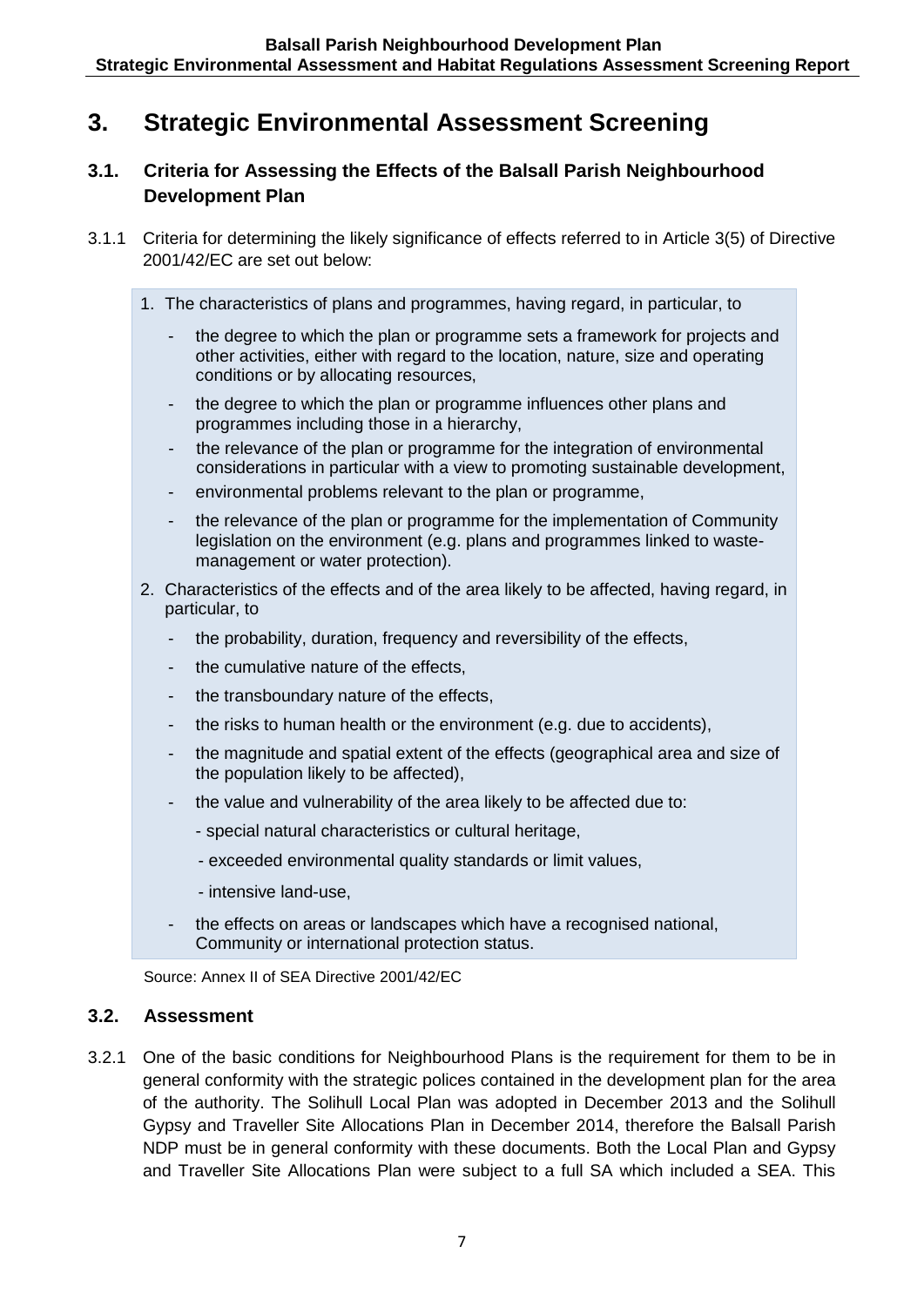# 3. Strategic Environmental Assessment Screening

## 3.1. Criteria for Assessing the Effects of the Balsall Parish Neighbourhood Development Plan

3.1.1 Criteria for determining the likely significance of effects referred to in Article 3(5) of Directive 2001/42/EC are set out below:

1. The characteristics of plans and programmes, having regard, in particular, to
   - the degree to which the plan or programme sets a framework for projects and other activities, either with regard to the location, nature, size and operating conditions or by allocating resources,
   - the degree to which the plan or programme influences other plans and programmes including those in a hierarchy,
   - the relevance of the plan or programme for the integration of environmental considerations in particular with a view to promoting sustainable development,
   - environmental problems relevant to the plan or programme,
   - the relevance of the plan or programme for the implementation of Community legislation on the environment (e.g. plans and programmes linked to waste-management or water protection).
2. Characteristics of the effects and of the area likely to be affected, having regard, in particular, to
   - the probability, duration, frequency and reversibility of the effects,
   - the cumulative nature of the effects,
   - the transboundary nature of the effects,
   - the risks to human health or the environment (e.g. due to accidents),
   - the magnitude and spatial extent of the effects (geographical area and size of the population likely to be affected),
   - the value and vulnerability of the area likely to be affected due to:
     - special natural characteristics or cultural heritage,
     - exceeded environmental quality standards or limit values,
     - intensive land-use,
   - the effects on areas or landscapes which have a recognised national, Community or international protection status.

Source: Annex II of SEA Directive 2001/42/EC

## 3.2. Assessment

3.2.1 One of the basic conditions for Neighbourhood Plans is the requirement for them to be in general conformity with the strategic polices contained in the development plan for the area of the authority. The Solihull Local Plan was adopted in December 2013 and the Solihull Gypsy and Traveller Site Allocations Plan in December 2014, therefore the Balsall Parish NDP must be in general conformity with these documents. Both the Local Plan and Gypsy and Traveller Site Allocations Plan were subject to a full SA which included a SEA. This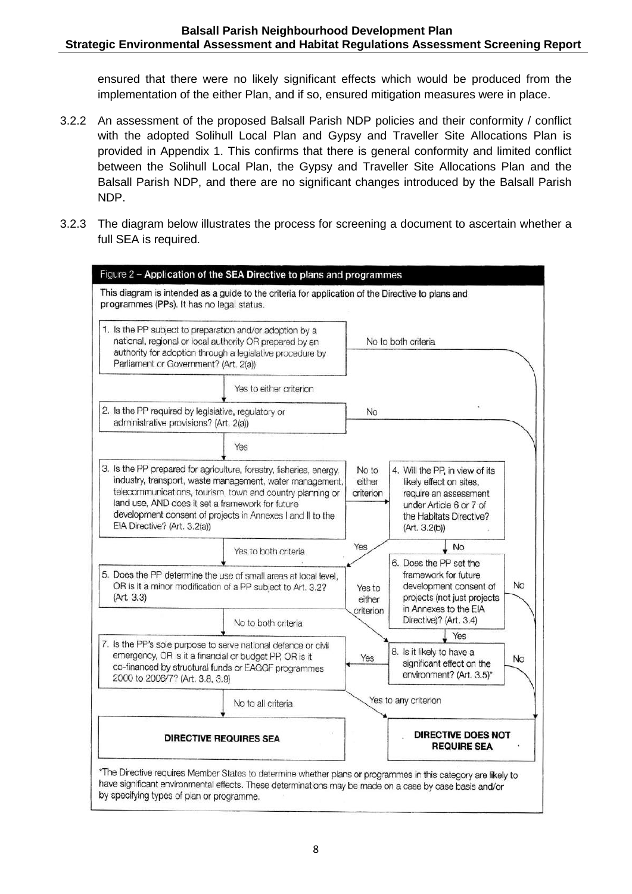ensured that there were no likely significant effects which would be produced from the implementation of the either Plan, and if so, ensured mitigation measures were in place.

3.2.2 An assessment of the proposed Balsall Parish NDP policies and their conformity / conflict with the adopted Solihull Local Plan and Gypsy and Traveller Site Allocations Plan is provided in Appendix 1. This confirms that there is general conformity and limited conflict between the Solihull Local Plan, the Gypsy and Traveller Site Allocations Plan and the Balsall Parish NDP, and there are no significant changes introduced by the Balsall Parish NDP.

3.2.3 The diagram below illustrates the process for screening a document to ascertain whether a full SEA is required.

**Figure 2 – Application of the SEA Directive to plans and programmes**

This diagram is intended as a guide to the criteria for application of the Directive to plans and programmes (PPs). It has no legal status.

1. Is the PP subject to preparation and/or adoption by a national, regional or local authority OR prepared by an authority for adoption through a legislative procedure by Parliament or Government? (Art. 2(a))
   - No to both criteria → DIRECTIVE DOES NOT REQUIRE SEA
   - Yes to either criterion → 2
2. Is the PP required by legislative, regulatory or administrative provisions? (Art. 2(a))
   - No → DIRECTIVE DOES NOT REQUIRE SEA
   - Yes → 3
3. Is the PP prepared for agriculture, forestry, fisheries, energy, industry, transport, waste management, water management, telecommunications, tourism, town and country planning or land use, AND does it set a framework for future development consent of projects in Annexes I and II to the EIA Directive? (Art. 3.2(a))
   - No to either criterion → 4
   - Yes to both criteria → 5
4. Will the PP, in view of its likely effect on sites, require an assessment under Article 6 or 7 of the Habitats Directive? (Art. 3.2(b))
   - Yes → 5
   - No → 6
5. Does the PP determine the use of small areas at local level, OR is it a minor modification of a PP subject to Art. 3.2? (Art. 3.3)
   - Yes to either criterion → 8
   - No to both criteria → 7
6. Does the PP set the framework for future development consent of projects (not just projects in Annexes to the EIA Directive)? (Art. 3.4)
   - No → DIRECTIVE DOES NOT REQUIRE SEA
   - Yes → 8
7. Is the PP's sole purpose to serve national defence or civil emergency, OR is it a financial or budget PP, OR is it co-financed by structural funds or EAGGF programmes 2000 to 2006/7? (Art. 3.8, 3.9)
   - No to all criteria → DIRECTIVE REQUIRES SEA
   - Yes to any criterion → DIRECTIVE DOES NOT REQUIRE SEA
8. Is it likely to have a significant effect on the environment? (Art. 3.5)*
   - Yes → 7
   - No → DIRECTIVE DOES NOT REQUIRE SEA

**DIRECTIVE REQUIRES SEA**

**DIRECTIVE DOES NOT REQUIRE SEA**

*The Directive requires Member States to determine whether plans or programmes in this category are likely to have significant environmental effects. These determinations may be made on a case by case basis and/or by specifying types of plan or programme.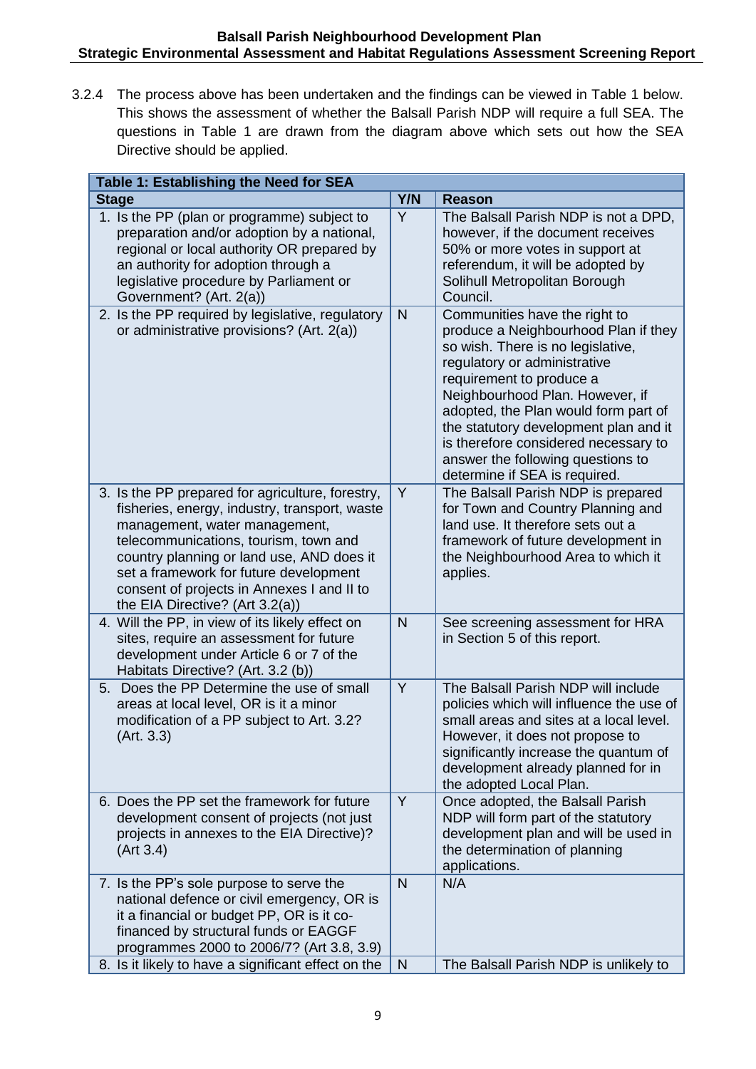3.2.4 The process above has been undertaken and the findings can be viewed in Table 1 below. This shows the assessment of whether the Balsall Parish NDP will require a full SEA. The questions in Table 1 are drawn from the diagram above which sets out how the SEA Directive should be applied.

| Table 1: Establishing the Need for SEA | | |
|---|---|---|
| **Stage** | **Y/N** | **Reason** |
| 1. Is the PP (plan or programme) subject to preparation and/or adoption by a national, regional or local authority OR prepared by an authority for adoption through a legislative procedure by Parliament or Government? (Art. 2(a)) | Y | The Balsall Parish NDP is not a DPD, however, if the document receives 50% or more votes in support at referendum, it will be adopted by Solihull Metropolitan Borough Council. |
| 2. Is the PP required by legislative, regulatory or administrative provisions? (Art. 2(a)) | N | Communities have the right to produce a Neighbourhood Plan if they so wish. There is no legislative, regulatory or administrative requirement to produce a Neighbourhood Plan. However, if adopted, the Plan would form part of the statutory development plan and it is therefore considered necessary to answer the following questions to determine if SEA is required. |
| 3. Is the PP prepared for agriculture, forestry, fisheries, energy, industry, transport, waste management, water management, telecommunications, tourism, town and country planning or land use, AND does it set a framework for future development consent of projects in Annexes I and II to the EIA Directive? (Art 3.2(a)) | Y | The Balsall Parish NDP is prepared for Town and Country Planning and land use. It therefore sets out a framework of future development in the Neighbourhood Area to which it applies. |
| 4. Will the PP, in view of its likely effect on sites, require an assessment for future development under Article 6 or 7 of the Habitats Directive? (Art. 3.2 (b)) | N | See screening assessment for HRA in Section 5 of this report. |
| 5. Does the PP Determine the use of small areas at local level, OR is it a minor modification of a PP subject to Art. 3.2? (Art. 3.3) | Y | The Balsall Parish NDP will include policies which will influence the use of small areas and sites at a local level. However, it does not propose to significantly increase the quantum of development already planned for in the adopted Local Plan. |
| 6. Does the PP set the framework for future development consent of projects (not just projects in annexes to the EIA Directive)? (Art 3.4) | Y | Once adopted, the Balsall Parish NDP will form part of the statutory development plan and will be used in the determination of planning applications. |
| 7. Is the PP's sole purpose to serve the national defence or civil emergency, OR is it a financial or budget PP, OR is it co-financed by structural funds or EAGGF programmes 2000 to 2006/7? (Art 3.8, 3.9) | N | N/A |
| 8. Is it likely to have a significant effect on the | N | The Balsall Parish NDP is unlikely to |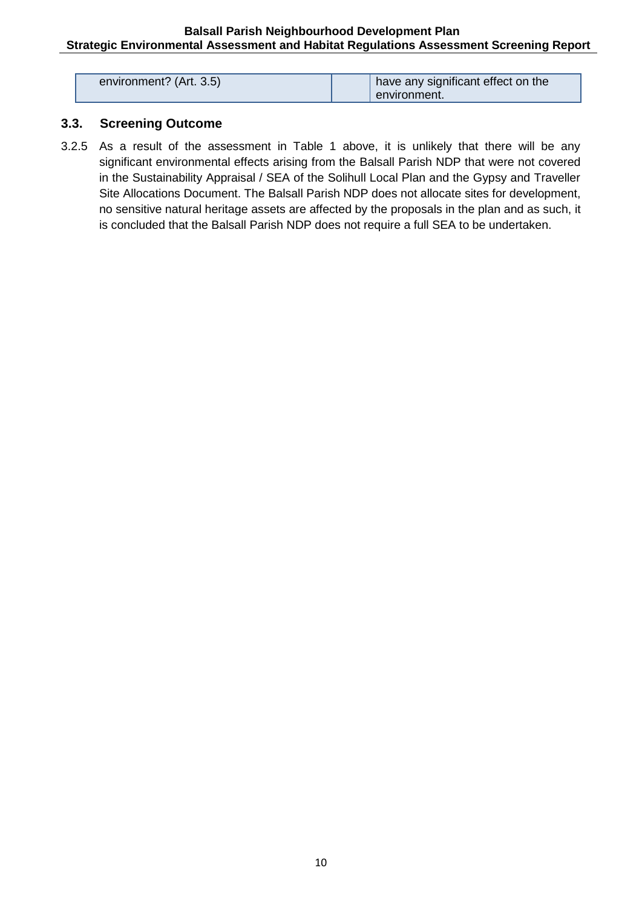| environment? (Art. 3.5) | | have any significant effect on the environment. |
| --- | --- | --- |

## 3.3. Screening Outcome

3.2.5 As a result of the assessment in Table 1 above, it is unlikely that there will be any significant environmental effects arising from the Balsall Parish NDP that were not covered in the Sustainability Appraisal / SEA of the Solihull Local Plan and the Gypsy and Traveller Site Allocations Document. The Balsall Parish NDP does not allocate sites for development, no sensitive natural heritage assets are affected by the proposals in the plan and as such, it is concluded that the Balsall Parish NDP does not require a full SEA to be undertaken.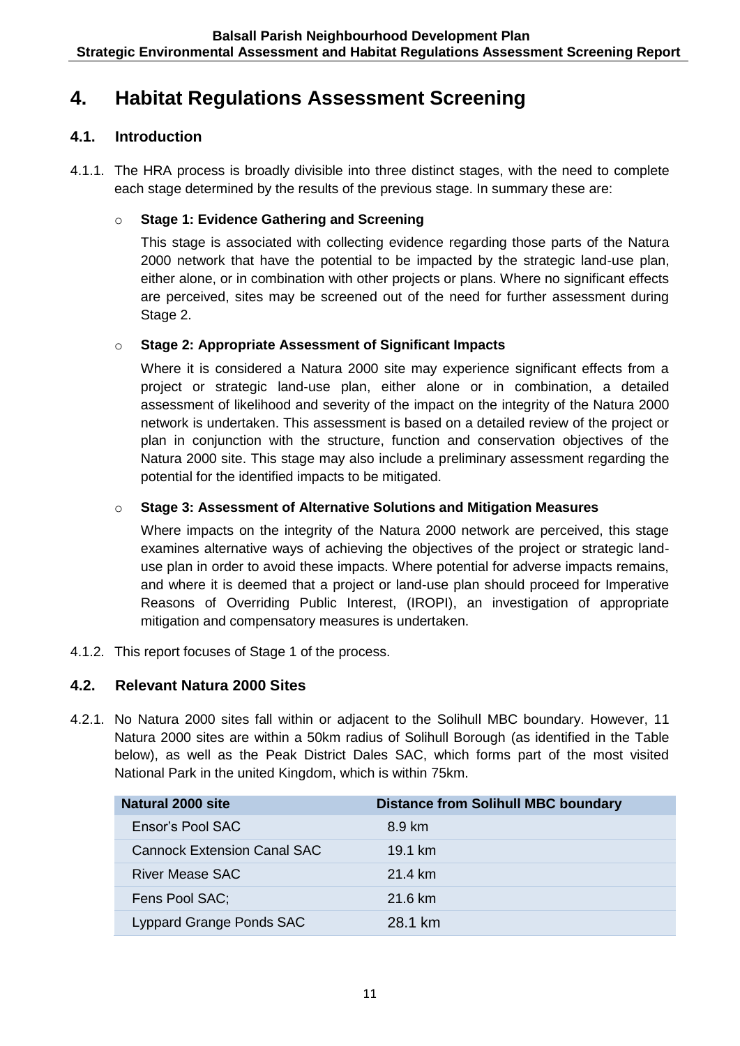# 4. Habitat Regulations Assessment Screening

## 4.1. Introduction

4.1.1. The HRA process is broadly divisible into three distinct stages, with the need to complete each stage determined by the results of the previous stage. In summary these are:

- **Stage 1: Evidence Gathering and Screening**

  This stage is associated with collecting evidence regarding those parts of the Natura 2000 network that have the potential to be impacted by the strategic land-use plan, either alone, or in combination with other projects or plans. Where no significant effects are perceived, sites may be screened out of the need for further assessment during Stage 2.

- **Stage 2: Appropriate Assessment of Significant Impacts**

  Where it is considered a Natura 2000 site may experience significant effects from a project or strategic land-use plan, either alone or in combination, a detailed assessment of likelihood and severity of the impact on the integrity of the Natura 2000 network is undertaken. This assessment is based on a detailed review of the project or plan in conjunction with the structure, function and conservation objectives of the Natura 2000 site. This stage may also include a preliminary assessment regarding the potential for the identified impacts to be mitigated.

- **Stage 3: Assessment of Alternative Solutions and Mitigation Measures**

  Where impacts on the integrity of the Natura 2000 network are perceived, this stage examines alternative ways of achieving the objectives of the project or strategic land-use plan in order to avoid these impacts. Where potential for adverse impacts remains, and where it is deemed that a project or land-use plan should proceed for Imperative Reasons of Overriding Public Interest, (IROPI), an investigation of appropriate mitigation and compensatory measures is undertaken.

4.1.2. This report focuses of Stage 1 of the process.

## 4.2. Relevant Natura 2000 Sites

4.2.1. No Natura 2000 sites fall within or adjacent to the Solihull MBC boundary. However, 11 Natura 2000 sites are within a 50km radius of Solihull Borough (as identified in the Table below), as well as the Peak District Dales SAC, which forms part of the most visited National Park in the united Kingdom, which is within 75km.

| Natural 2000 site | Distance from Solihull MBC boundary |
|---|---|
| Ensor's Pool SAC | 8.9 km |
| Cannock Extension Canal SAC | 19.1 km |
| River Mease SAC | 21.4 km |
| Fens Pool SAC; | 21.6 km |
| Lyppard Grange Ponds SAC | 28.1 km |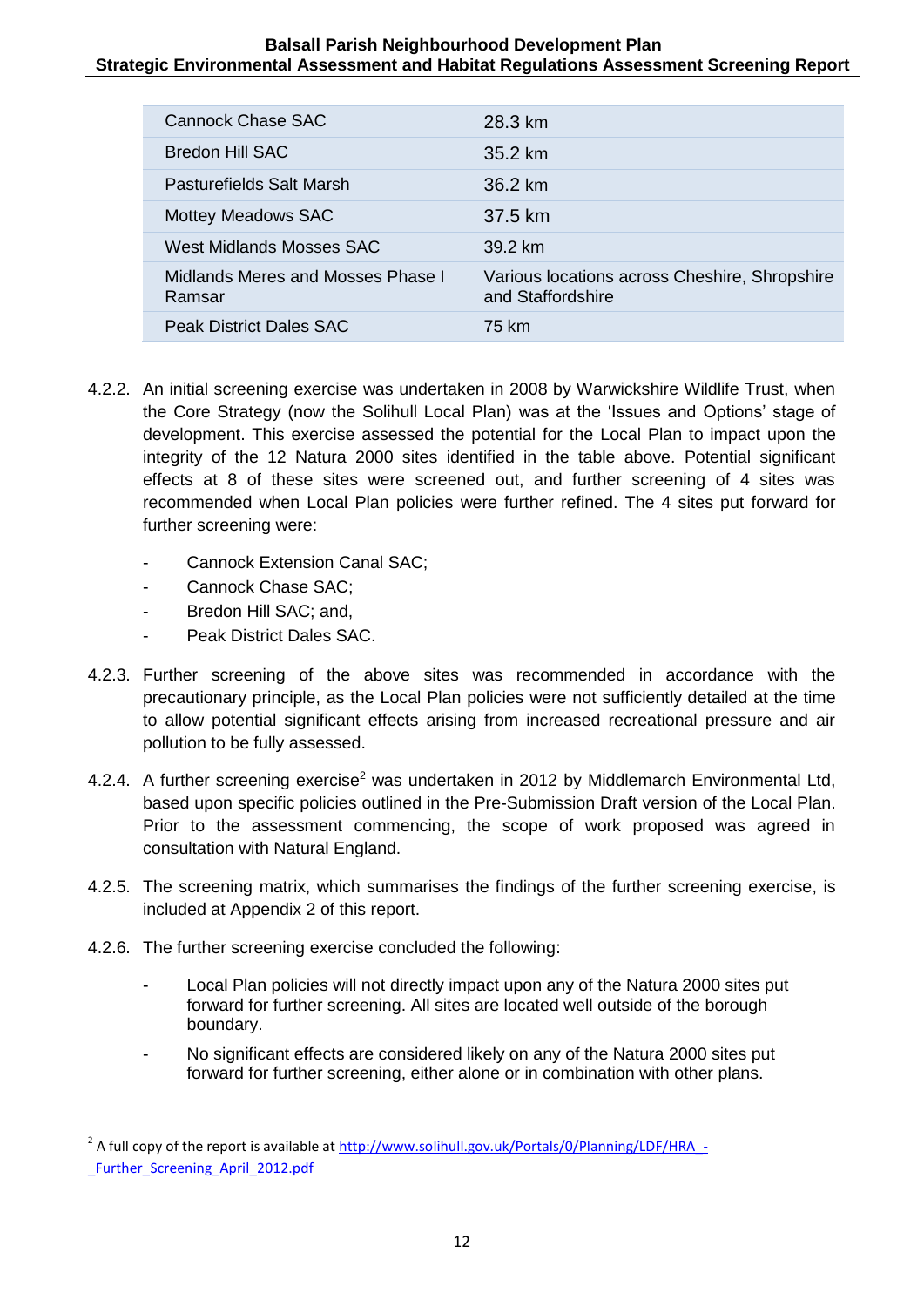| Cannock Chase SAC | 28.3 km |
|---|---|
| Bredon Hill SAC | 35.2 km |
| Pasturefields Salt Marsh | 36.2 km |
| Mottey Meadows SAC | 37.5 km |
| West Midlands Mosses SAC | 39.2 km |
| Midlands Meres and Mosses Phase I Ramsar | Various locations across Cheshire, Shropshire and Staffordshire |
| Peak District Dales SAC | 75 km |

4.2.2. An initial screening exercise was undertaken in 2008 by Warwickshire Wildlife Trust, when the Core Strategy (now the Solihull Local Plan) was at the 'Issues and Options' stage of development. This exercise assessed the potential for the Local Plan to impact upon the integrity of the 12 Natura 2000 sites identified in the table above. Potential significant effects at 8 of these sites were screened out, and further screening of 4 sites was recommended when Local Plan policies were further refined. The 4 sites put forward for further screening were:

- Cannock Extension Canal SAC;
- Cannock Chase SAC;
- Bredon Hill SAC; and,
- Peak District Dales SAC.

4.2.3. Further screening of the above sites was recommended in accordance with the precautionary principle, as the Local Plan policies were not sufficiently detailed at the time to allow potential significant effects arising from increased recreational pressure and air pollution to be fully assessed.

4.2.4. A further screening exercise[2] was undertaken in 2012 by Middlemarch Environmental Ltd, based upon specific policies outlined in the Pre-Submission Draft version of the Local Plan. Prior to the assessment commencing, the scope of work proposed was agreed in consultation with Natural England.

4.2.5. The screening matrix, which summarises the findings of the further screening exercise, is included at Appendix 2 of this report.

4.2.6. The further screening exercise concluded the following:

- Local Plan policies will not directly impact upon any of the Natura 2000 sites put forward for further screening. All sites are located well outside of the borough boundary.
- No significant effects are considered likely on any of the Natura 2000 sites put forward for further screening, either alone or in combination with other plans.

[2] A full copy of the report is available at http://www.solihull.gov.uk/Portals/0/Planning/LDF/HRA_-_Further_Screening_April_2012.pdf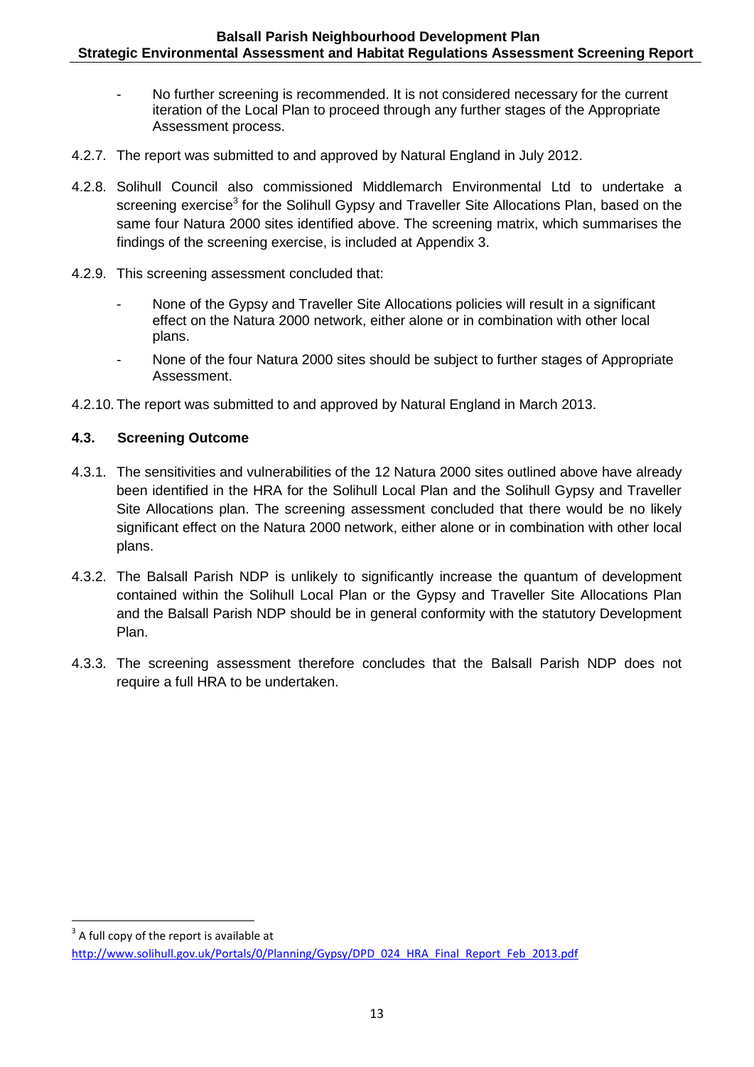- No further screening is recommended. It is not considered necessary for the current iteration of the Local Plan to proceed through any further stages of the Appropriate Assessment process.

4.2.7. The report was submitted to and approved by Natural England in July 2012.

4.2.8. Solihull Council also commissioned Middlemarch Environmental Ltd to undertake a screening exercise[3] for the Solihull Gypsy and Traveller Site Allocations Plan, based on the same four Natura 2000 sites identified above. The screening matrix, which summarises the findings of the screening exercise, is included at Appendix 3.

4.2.9. This screening assessment concluded that:

- None of the Gypsy and Traveller Site Allocations policies will result in a significant effect on the Natura 2000 network, either alone or in combination with other local plans.
- None of the four Natura 2000 sites should be subject to further stages of Appropriate Assessment.

4.2.10. The report was submitted to and approved by Natural England in March 2013.

### 4.3. Screening Outcome

4.3.1. The sensitivities and vulnerabilities of the 12 Natura 2000 sites outlined above have already been identified in the HRA for the Solihull Local Plan and the Solihull Gypsy and Traveller Site Allocations plan. The screening assessment concluded that there would be no likely significant effect on the Natura 2000 network, either alone or in combination with other local plans.

4.3.2. The Balsall Parish NDP is unlikely to significantly increase the quantum of development contained within the Solihull Local Plan or the Gypsy and Traveller Site Allocations Plan and the Balsall Parish NDP should be in general conformity with the statutory Development Plan.

4.3.3. The screening assessment therefore concludes that the Balsall Parish NDP does not require a full HRA to be undertaken.

---

[3] A full copy of the report is available at http://www.solihull.gov.uk/Portals/0/Planning/Gypsy/DPD_024_HRA_Final_Report_Feb_2013.pdf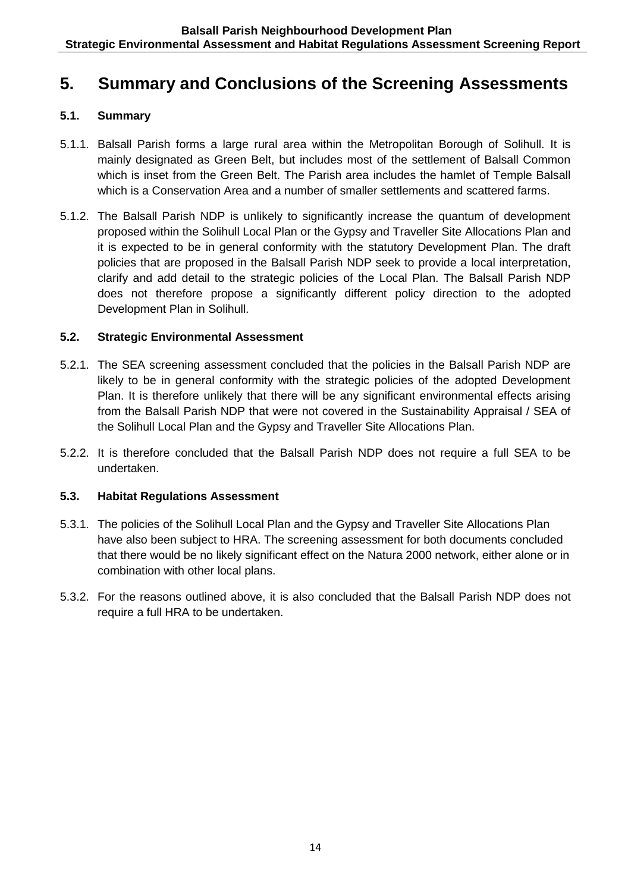# 5. Summary and Conclusions of the Screening Assessments

### 5.1. Summary

5.1.1. Balsall Parish forms a large rural area within the Metropolitan Borough of Solihull. It is mainly designated as Green Belt, but includes most of the settlement of Balsall Common which is inset from the Green Belt. The Parish area includes the hamlet of Temple Balsall which is a Conservation Area and a number of smaller settlements and scattered farms.

5.1.2. The Balsall Parish NDP is unlikely to significantly increase the quantum of development proposed within the Solihull Local Plan or the Gypsy and Traveller Site Allocations Plan and it is expected to be in general conformity with the statutory Development Plan. The draft policies that are proposed in the Balsall Parish NDP seek to provide a local interpretation, clarify and add detail to the strategic policies of the Local Plan. The Balsall Parish NDP does not therefore propose a significantly different policy direction to the adopted Development Plan in Solihull.

### 5.2. Strategic Environmental Assessment

5.2.1. The SEA screening assessment concluded that the policies in the Balsall Parish NDP are likely to be in general conformity with the strategic policies of the adopted Development Plan. It is therefore unlikely that there will be any significant environmental effects arising from the Balsall Parish NDP that were not covered in the Sustainability Appraisal / SEA of the Solihull Local Plan and the Gypsy and Traveller Site Allocations Plan.

5.2.2. It is therefore concluded that the Balsall Parish NDP does not require a full SEA to be undertaken.

### 5.3. Habitat Regulations Assessment

5.3.1. The policies of the Solihull Local Plan and the Gypsy and Traveller Site Allocations Plan have also been subject to HRA. The screening assessment for both documents concluded that there would be no likely significant effect on the Natura 2000 network, either alone or in combination with other local plans.

5.3.2. For the reasons outlined above, it is also concluded that the Balsall Parish NDP does not require a full HRA to be undertaken.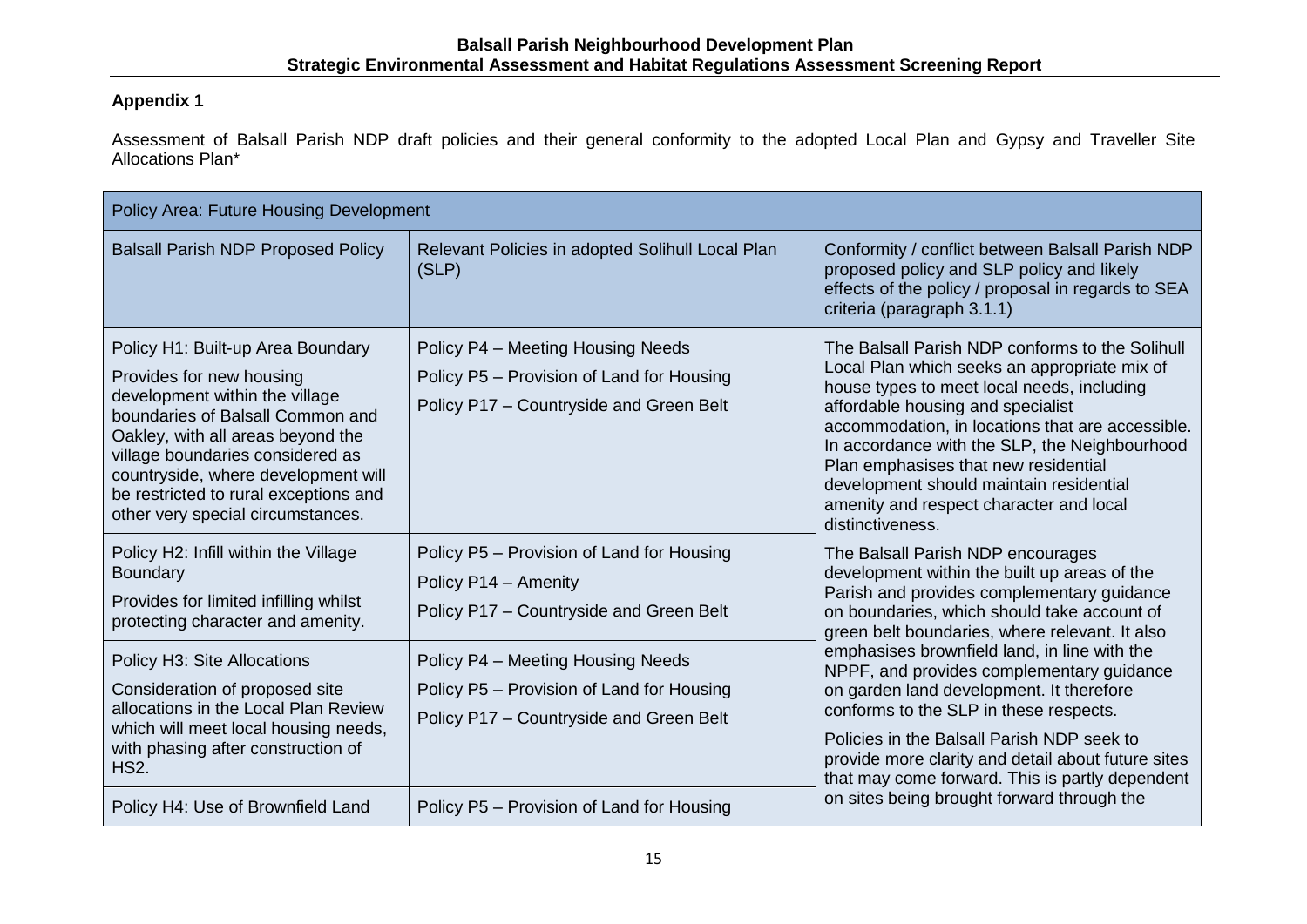**Appendix 1**

Assessment of Balsall Parish NDP draft policies and their general conformity to the adopted Local Plan and Gypsy and Traveller Site Allocations Plan*

| Policy Area: Future Housing Development | | |
|---|---|---|
| Balsall Parish NDP Proposed Policy | Relevant Policies in adopted Solihull Local Plan (SLP) | Conformity / conflict between Balsall Parish NDP proposed policy and SLP policy and likely effects of the policy / proposal in regards to SEA criteria (paragraph 3.1.1) |
| Policy H1: Built-up Area Boundary<br>Provides for new housing development within the village boundaries of Balsall Common and Oakley, with all areas beyond the village boundaries considered as countryside, where development will be restricted to rural exceptions and other very special circumstances. | Policy P4 – Meeting Housing Needs<br>Policy P5 – Provision of Land for Housing<br>Policy P17 – Countryside and Green Belt | The Balsall Parish NDP conforms to the Solihull Local Plan which seeks an appropriate mix of house types to meet local needs, including affordable housing and specialist accommodation, in locations that are accessible. In accordance with the SLP, the Neighbourhood Plan emphasises that new residential development should maintain residential amenity and respect character and local distinctiveness. |
| Policy H2: Infill within the Village Boundary<br>Provides for limited infilling whilst protecting character and amenity. | Policy P5 – Provision of Land for Housing<br>Policy P14 – Amenity<br>Policy P17 – Countryside and Green Belt | The Balsall Parish NDP encourages development within the built up areas of the Parish and provides complementary guidance on boundaries, which should take account of green belt boundaries, where relevant. It also emphasises brownfield land, in line with the NPPF, and provides complementary guidance on garden land development. It therefore conforms to the SLP in these respects.<br>Policies in the Balsall Parish NDP seek to provide more clarity and detail about future sites that may come forward. This is partly dependent on sites being brought forward through the |
| Policy H3: Site Allocations<br>Consideration of proposed site allocations in the Local Plan Review which will meet local housing needs, with phasing after construction of HS2. | Policy P4 – Meeting Housing Needs<br>Policy P5 – Provision of Land for Housing<br>Policy P17 – Countryside and Green Belt | |
| Policy H4: Use of Brownfield Land | Policy P5 – Provision of Land for Housing | |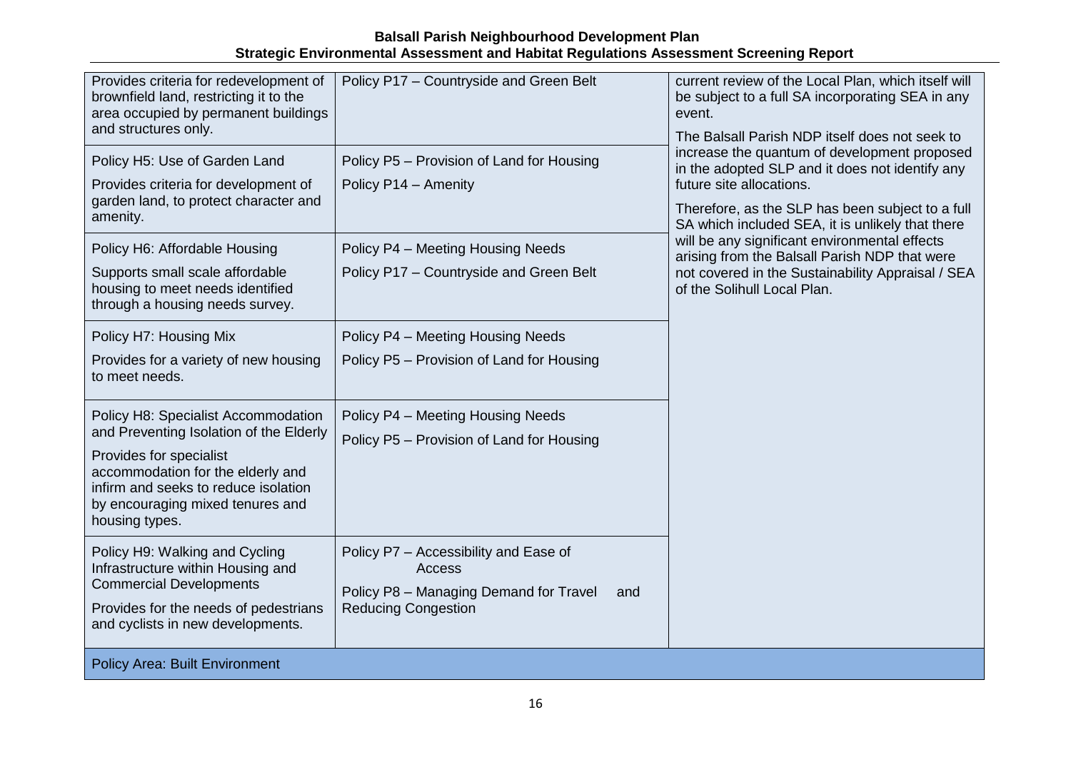| | | |
|---|---|---|
| Provides criteria for redevelopment of brownfield land, restricting it to the area occupied by permanent buildings and structures only. | Policy P17 – Countryside and Green Belt | current review of the Local Plan, which itself will be subject to a full SA incorporating SEA in any event.<br><br>The Balsall Parish NDP itself does not seek to increase the quantum of development proposed in the adopted SLP and it does not identify any future site allocations.<br><br>Therefore, as the SLP has been subject to a full SA which included SEA, it is unlikely that there will be any significant environmental effects arising from the Balsall Parish NDP that were not covered in the Sustainability Appraisal / SEA of the Solihull Local Plan. |
| Policy H5: Use of Garden Land<br><br>Provides criteria for development of garden land, to protect character and amenity. | Policy P5 – Provision of Land for Housing<br><br>Policy P14 – Amenity | |
| Policy H6: Affordable Housing<br><br>Supports small scale affordable housing to meet needs identified through a housing needs survey. | Policy P4 – Meeting Housing Needs<br><br>Policy P17 – Countryside and Green Belt | |
| Policy H7: Housing Mix<br><br>Provides for a variety of new housing to meet needs. | Policy P4 – Meeting Housing Needs<br><br>Policy P5 – Provision of Land for Housing | |
| Policy H8: Specialist Accommodation and Preventing Isolation of the Elderly<br><br>Provides for specialist accommodation for the elderly and infirm and seeks to reduce isolation by encouraging mixed tenures and housing types. | Policy P4 – Meeting Housing Needs<br><br>Policy P5 – Provision of Land for Housing | |
| Policy H9: Walking and Cycling Infrastructure within Housing and Commercial Developments<br><br>Provides for the needs of pedestrians and cyclists in new developments. | Policy P7 – Accessibility and Ease of Access<br><br>Policy P8 – Managing Demand for Travel and Reducing Congestion | |
| **Policy Area: Built Environment** | | |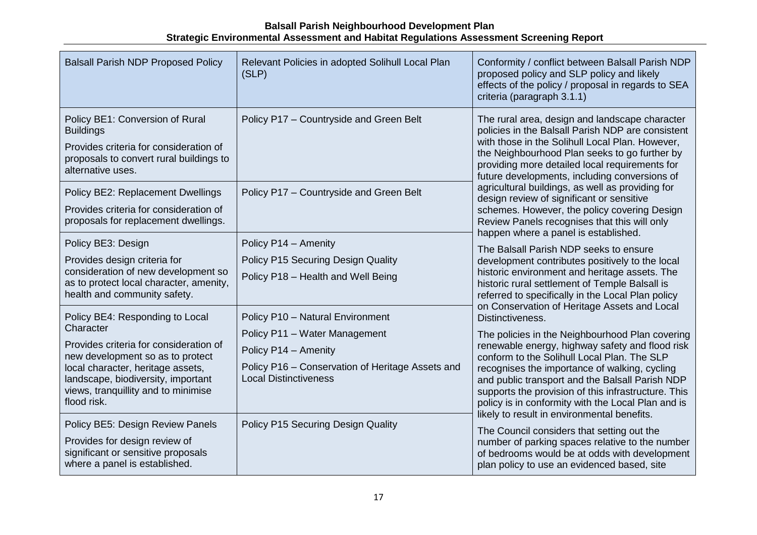| Balsall Parish NDP Proposed Policy | Relevant Policies in adopted Solihull Local Plan (SLP) | Conformity / conflict between Balsall Parish NDP proposed policy and SLP policy and likely effects of the policy / proposal in regards to SEA criteria (paragraph 3.1.1) |
|---|---|---|
| Policy BE1: Conversion of Rural Buildings<br>Provides criteria for consideration of proposals to convert rural buildings to alternative uses. | Policy P17 – Countryside and Green Belt | The rural area, design and landscape character policies in the Balsall Parish NDP are consistent with those in the Solihull Local Plan. However, the Neighbourhood Plan seeks to go further by providing more detailed local requirements for future developments, including conversions of agricultural buildings, as well as providing for design review of significant or sensitive schemes. However, the policy covering Design Review Panels recognises that this will only happen where a panel is established.<br>The Balsall Parish NDP seeks to ensure development contributes positively to the local historic environment and heritage assets. The historic rural settlement of Temple Balsall is referred to specifically in the Local Plan policy on Conservation of Heritage Assets and Local Distinctiveness.<br>The policies in the Neighbourhood Plan covering renewable energy, highway safety and flood risk conform to the Solihull Local Plan. The SLP recognises the importance of walking, cycling and public transport and the Balsall Parish NDP supports the provision of this infrastructure. This policy is in conformity with the Local Plan and is likely to result in environmental benefits.<br>The Council considers that setting out the number of parking spaces relative to the number of bedrooms would be at odds with development plan policy to use an evidenced based, site |
| Policy BE2: Replacement Dwellings<br>Provides criteria for consideration of proposals for replacement dwellings. | Policy P17 – Countryside and Green Belt | |
| Policy BE3: Design<br>Provides design criteria for consideration of new development so as to protect local character, amenity, health and community safety. | Policy P14 – Amenity<br>Policy P15 Securing Design Quality<br>Policy P18 – Health and Well Being | |
| Policy BE4: Responding to Local Character<br>Provides criteria for consideration of new development so as to protect local character, heritage assets, landscape, biodiversity, important views, tranquillity and to minimise flood risk. | Policy P10 – Natural Environment<br>Policy P11 – Water Management<br>Policy P14 – Amenity<br>Policy P16 – Conservation of Heritage Assets and Local Distinctiveness | |
| Policy BE5: Design Review Panels<br>Provides for design review of significant or sensitive proposals where a panel is established. | Policy P15 Securing Design Quality | |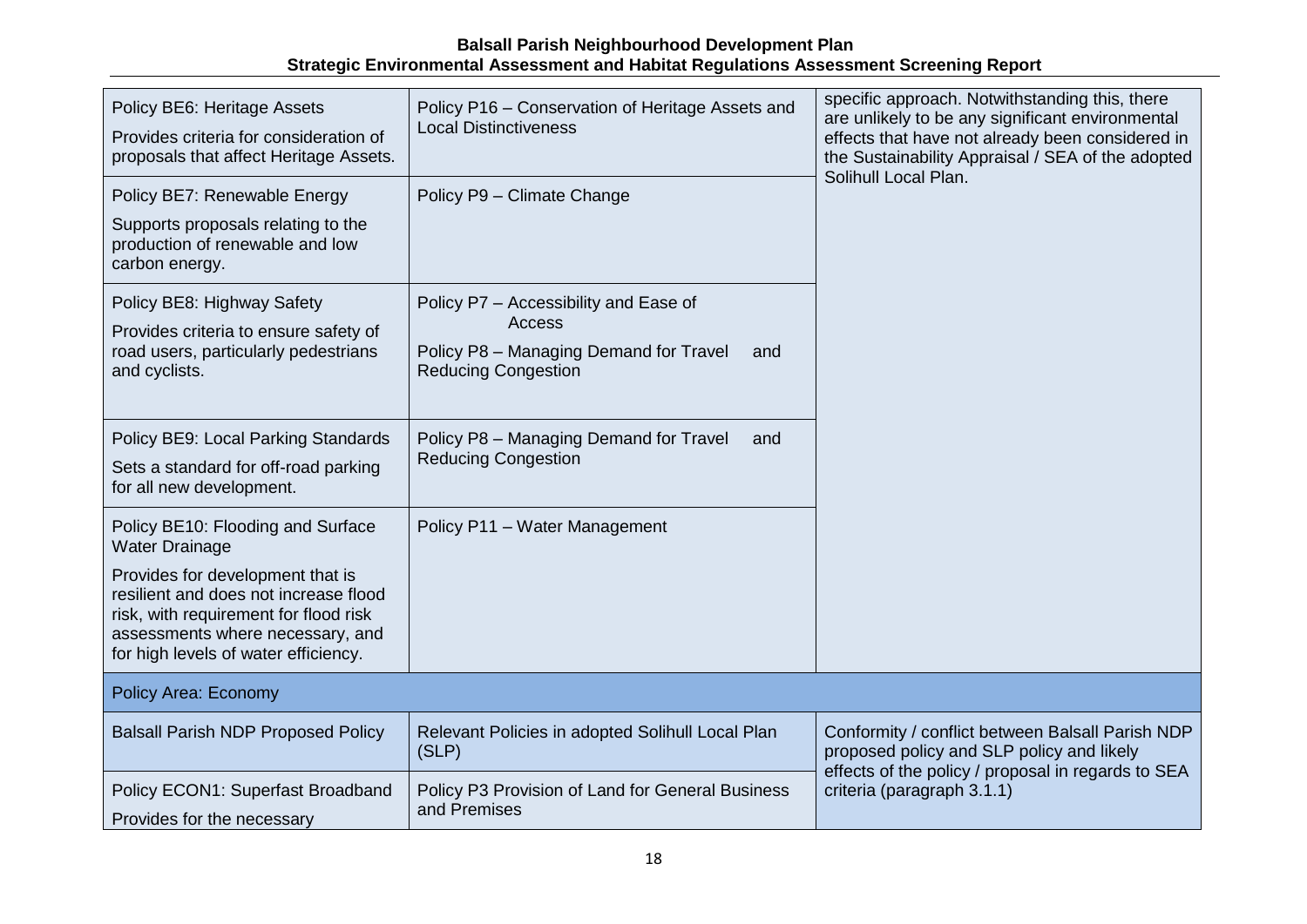| | | |
|---|---|---|
| Policy BE6: Heritage Assets<br><br>Provides criteria for consideration of proposals that affect Heritage Assets. | Policy P16 – Conservation of Heritage Assets and Local Distinctiveness | specific approach. Notwithstanding this, there are unlikely to be any significant environmental effects that have not already been considered in the Sustainability Appraisal / SEA of the adopted Solihull Local Plan. |
| Policy BE7: Renewable Energy<br><br>Supports proposals relating to the production of renewable and low carbon energy. | Policy P9 – Climate Change | |
| Policy BE8: Highway Safety<br><br>Provides criteria to ensure safety of road users, particularly pedestrians and cyclists. | Policy P7 – Accessibility and Ease of Access<br><br>Policy P8 – Managing Demand for Travel and Reducing Congestion | |
| Policy BE9: Local Parking Standards<br><br>Sets a standard for off-road parking for all new development. | Policy P8 – Managing Demand for Travel and Reducing Congestion | |
| Policy BE10: Flooding and Surface Water Drainage<br><br>Provides for development that is resilient and does not increase flood risk, with requirement for flood risk assessments where necessary, and for high levels of water efficiency. | Policy P11 – Water Management | |
| **Policy Area: Economy** | | |
| Balsall Parish NDP Proposed Policy | Relevant Policies in adopted Solihull Local Plan (SLP) | Conformity / conflict between Balsall Parish NDP proposed policy and SLP policy and likely effects of the policy / proposal in regards to SEA criteria (paragraph 3.1.1) |
| Policy ECON1: Superfast Broadband<br><br>Provides for the necessary | Policy P3 Provision of Land for General Business and Premises | |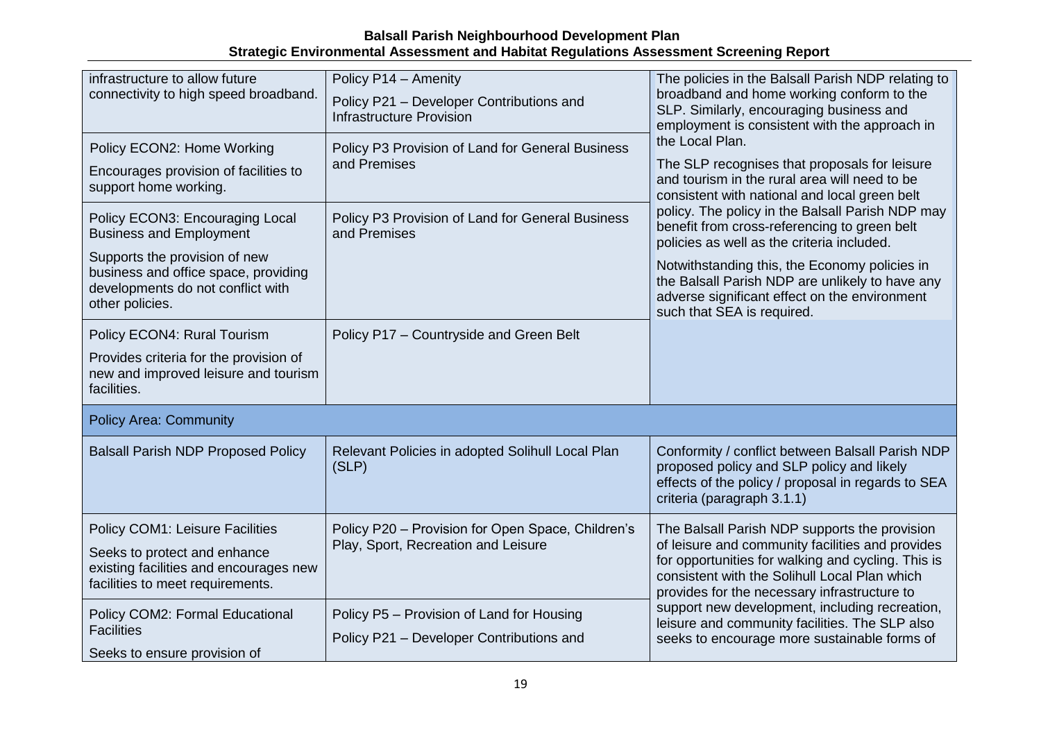| | | |
|---|---|---|
| infrastructure to allow future connectivity to high speed broadband. | Policy P14 – Amenity<br>Policy P21 – Developer Contributions and Infrastructure Provision | The policies in the Balsall Parish NDP relating to broadband and home working conform to the SLP. Similarly, encouraging business and employment is consistent with the approach in the Local Plan.<br>The SLP recognises that proposals for leisure and tourism in the rural area will need to be consistent with national and local green belt policy. The policy in the Balsall Parish NDP may benefit from cross-referencing to green belt policies as well as the criteria included.<br>Notwithstanding this, the Economy policies in the Balsall Parish NDP are unlikely to have any adverse significant effect on the environment such that SEA is required. |
| Policy ECON2: Home Working<br>Encourages provision of facilities to support home working. | Policy P3 Provision of Land for General Business and Premises | |
| Policy ECON3: Encouraging Local Business and Employment<br>Supports the provision of new business and office space, providing developments do not conflict with other policies. | Policy P3 Provision of Land for General Business and Premises | |
| Policy ECON4: Rural Tourism<br>Provides criteria for the provision of new and improved leisure and tourism facilities. | Policy P17 – Countryside and Green Belt | |
| **Policy Area: Community** | | |
| Balsall Parish NDP Proposed Policy | Relevant Policies in adopted Solihull Local Plan (SLP) | Conformity / conflict between Balsall Parish NDP proposed policy and SLP policy and likely effects of the policy / proposal in regards to SEA criteria (paragraph 3.1.1) |
| Policy COM1: Leisure Facilities<br>Seeks to protect and enhance existing facilities and encourages new facilities to meet requirements. | Policy P20 – Provision for Open Space, Children's Play, Sport, Recreation and Leisure | The Balsall Parish NDP supports the provision of leisure and community facilities and provides for opportunities for walking and cycling. This is consistent with the Solihull Local Plan which provides for the necessary infrastructure to support new development, including recreation, leisure and community facilities. The SLP also seeks to encourage more sustainable forms of |
| Policy COM2: Formal Educational Facilities<br>Seeks to ensure provision of | Policy P5 – Provision of Land for Housing<br>Policy P21 – Developer Contributions and | |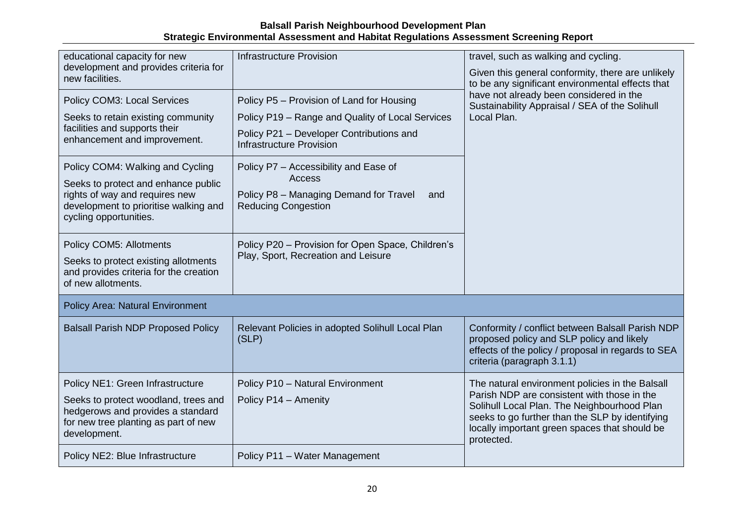| | | |
|---|---|---|
| educational capacity for new development and provides criteria for new facilities. | Infrastructure Provision | travel, such as walking and cycling.<br><br>Given this general conformity, there are unlikely to be any significant environmental effects that have not already been considered in the Sustainability Appraisal / SEA of the Solihull Local Plan. |
| Policy COM3: Local Services<br><br>Seeks to retain existing community facilities and supports their enhancement and improvement. | Policy P5 – Provision of Land for Housing<br><br>Policy P19 – Range and Quality of Local Services<br><br>Policy P21 – Developer Contributions and Infrastructure Provision | |
| Policy COM4: Walking and Cycling<br><br>Seeks to protect and enhance public rights of way and requires new development to prioritise walking and cycling opportunities. | Policy P7 – Accessibility and Ease of Access<br><br>Policy P8 – Managing Demand for Travel and Reducing Congestion | |
| Policy COM5: Allotments<br><br>Seeks to protect existing allotments and provides criteria for the creation of new allotments. | Policy P20 – Provision for Open Space, Children's Play, Sport, Recreation and Leisure | |
| **Policy Area: Natural Environment** | | |
| **Balsall Parish NDP Proposed Policy** | **Relevant Policies in adopted Solihull Local Plan (SLP)** | **Conformity / conflict between Balsall Parish NDP proposed policy and SLP policy and likely effects of the policy / proposal in regards to SEA criteria (paragraph 3.1.1)** |
| Policy NE1: Green Infrastructure<br><br>Seeks to protect woodland, trees and hedgerows and provides a standard for new tree planting as part of new development. | Policy P10 – Natural Environment<br><br>Policy P14 – Amenity | The natural environment policies in the Balsall Parish NDP are consistent with those in the Solihull Local Plan. The Neighbourhood Plan seeks to go further than the SLP by identifying locally important green spaces that should be protected. |
| Policy NE2: Blue Infrastructure | Policy P11 – Water Management | |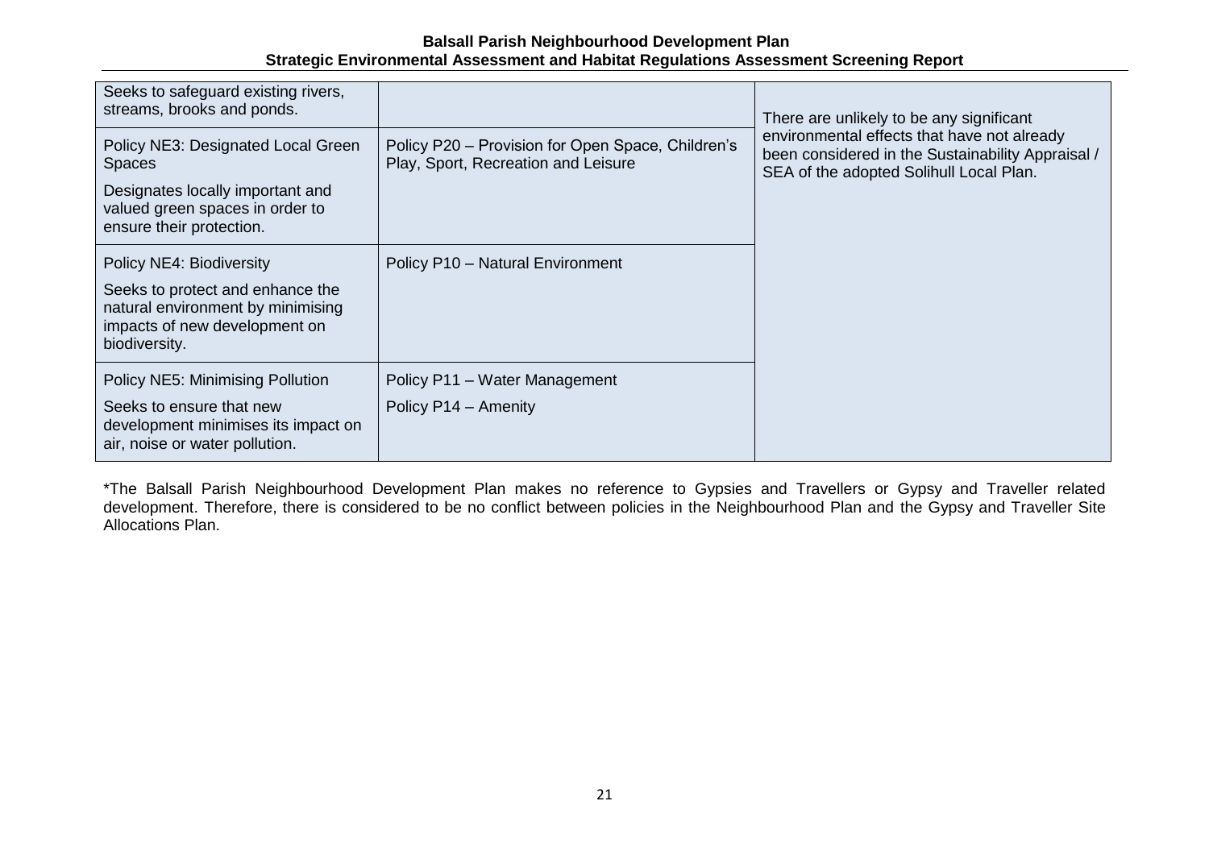| | | |
|---|---|---|
| Seeks to safeguard existing rivers, streams, brooks and ponds. | | There are unlikely to be any significant environmental effects that have not already been considered in the Sustainability Appraisal / SEA of the adopted Solihull Local Plan. |
| Policy NE3: Designated Local Green Spaces<br><br>Designates locally important and valued green spaces in order to ensure their protection. | Policy P20 – Provision for Open Space, Children's Play, Sport, Recreation and Leisure | |
| Policy NE4: Biodiversity<br><br>Seeks to protect and enhance the natural environment by minimising impacts of new development on biodiversity. | Policy P10 – Natural Environment | |
| Policy NE5: Minimising Pollution<br><br>Seeks to ensure that new development minimises its impact on air, noise or water pollution. | Policy P11 – Water Management<br><br>Policy P14 – Amenity | |

*The Balsall Parish Neighbourhood Development Plan makes no reference to Gypsies and Travellers or Gypsy and Traveller related development. Therefore, there is considered to be no conflict between policies in the Neighbourhood Plan and the Gypsy and Traveller Site Allocations Plan.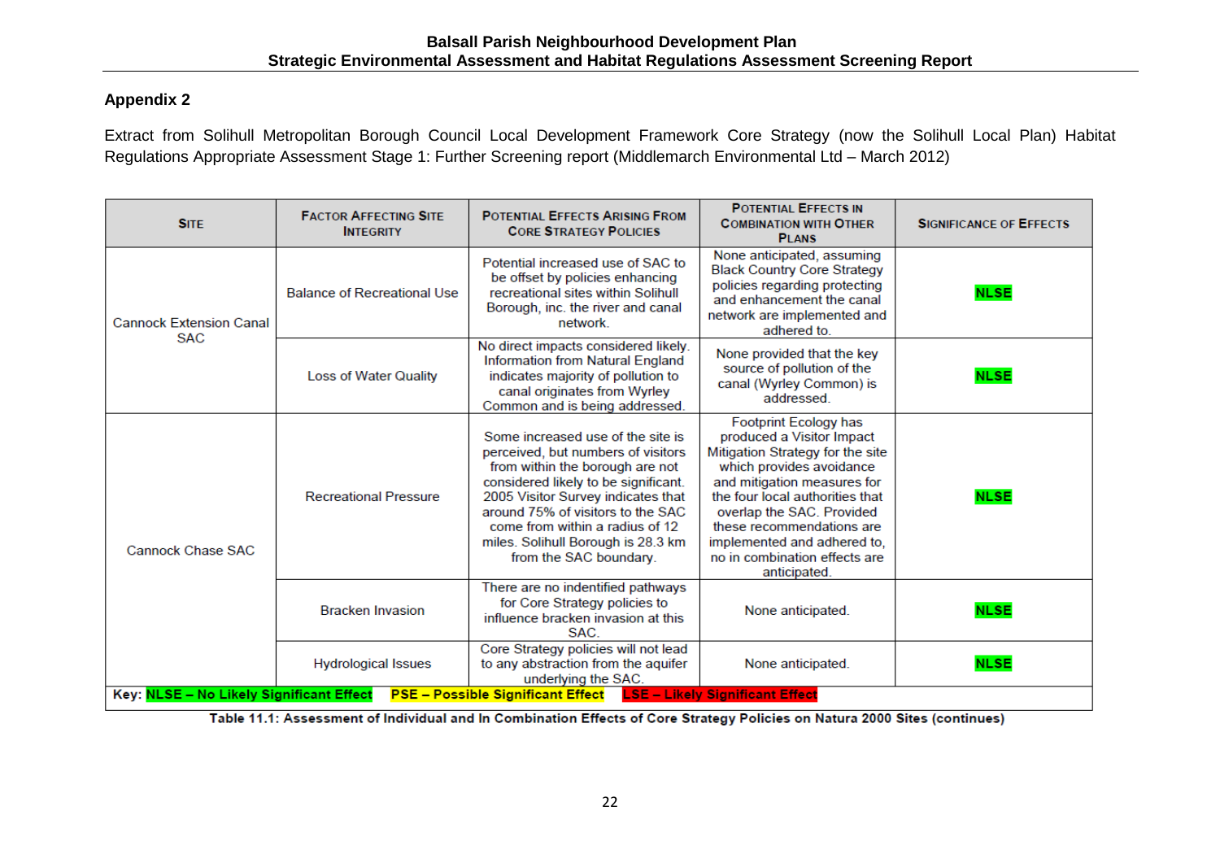## Appendix 2

Extract from Solihull Metropolitan Borough Council Local Development Framework Core Strategy (now the Solihull Local Plan) Habitat Regulations Appropriate Assessment Stage 1: Further Screening report (Middlemarch Environmental Ltd – March 2012)

| Site | Factor Affecting Site Integrity | Potential Effects Arising From Core Strategy Policies | Potential Effects in Combination with Other Plans | Significance of Effects |
|---|---|---|---|---|
| Cannock Extension Canal SAC | Balance of Recreational Use | Potential increased use of SAC to be offset by policies enhancing recreational sites within Solihull Borough, inc. the river and canal network. | None anticipated, assuming Black Country Core Strategy policies regarding protecting and enhancement the canal network are implemented and adhered to. | NLSE |
| | Loss of Water Quality | No direct impacts considered likely. Information from Natural England indicates majority of pollution to canal originates from Wyrley Common and is being addressed. | None provided that the key source of pollution of the canal (Wyrley Common) is addressed. | NLSE |
| Cannock Chase SAC | Recreational Pressure | Some increased use of the site is perceived, but numbers of visitors from within the borough are not considered likely to be significant. 2005 Visitor Survey indicates that around 75% of visitors to the SAC come from within a radius of 12 miles. Solihull Borough is 28.3 km from the SAC boundary. | Footprint Ecology has produced a Visitor Impact Mitigation Strategy for the site which provides avoidance and mitigation measures for the four local authorities that overlap the SAC. Provided these recommendations are implemented and adhered to, no in combination effects are anticipated. | NLSE |
| | Bracken Invasion | There are no indentified pathways for Core Strategy policies to influence bracken invasion at this SAC. | None anticipated. | NLSE |
| | Hydrological Issues | Core Strategy policies will not lead to any abstraction from the aquifer underlying the SAC. | None anticipated. | NLSE |

Key: NLSE – No Likely Significant Effect PSE – Possible Significant Effect LSE – Likely Significant Effect

Table 11.1: Assessment of Individual and In Combination Effects of Core Strategy Policies on Natura 2000 Sites (continues)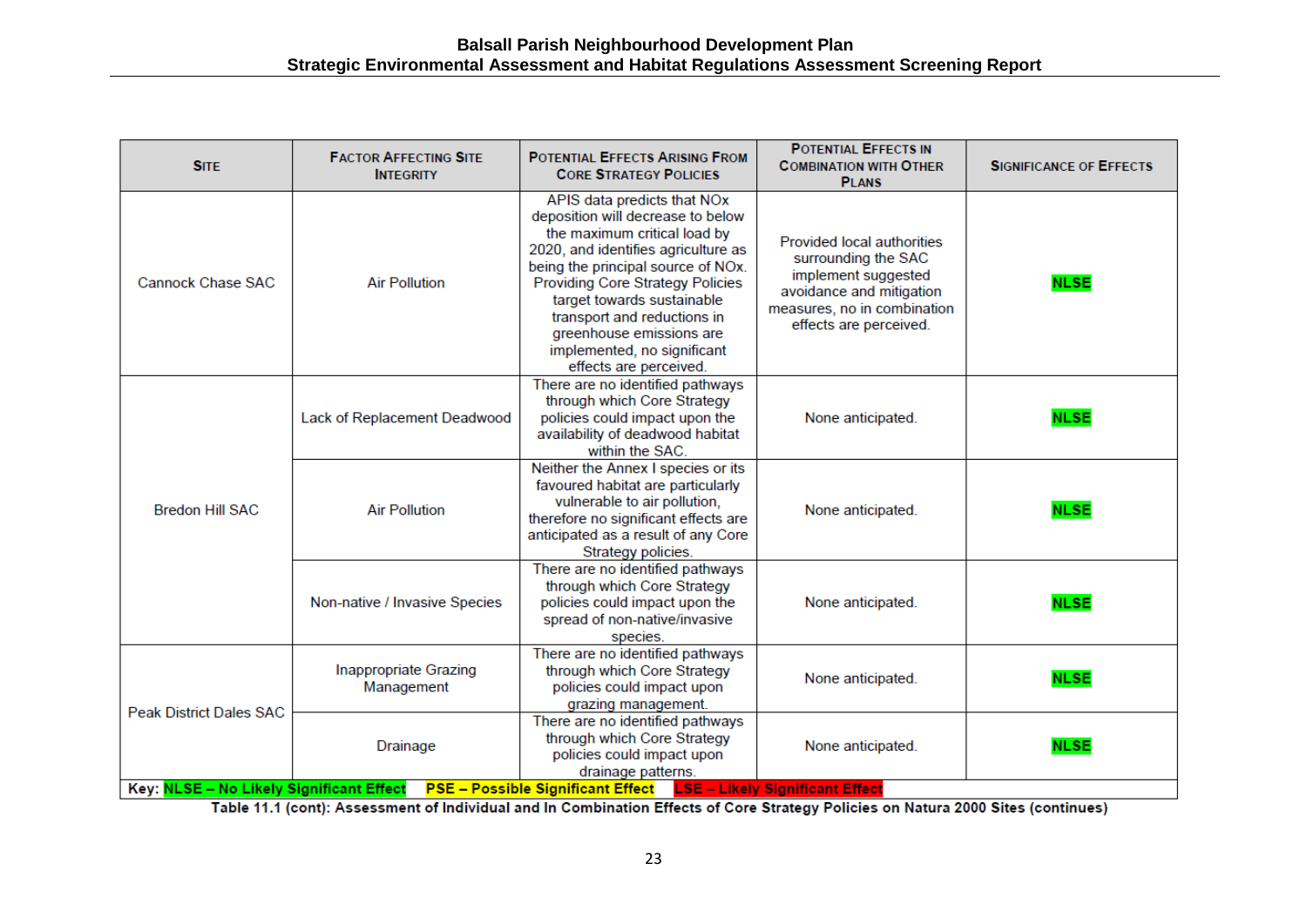| Site | Factor Affecting Site Integrity | Potential Effects Arising From Core Strategy Policies | Potential Effects in Combination with Other Plans | Significance of Effects |
|---|---|---|---|---|
| Cannock Chase SAC | Air Pollution | APIS data predicts that NOx deposition will decrease to below the maximum critical load by 2020, and identifies agriculture as being the principal source of NOx. Providing Core Strategy Policies target towards sustainable transport and reductions in greenhouse emissions are implemented, no significant effects are perceived. | Provided local authorities surrounding the SAC implement suggested avoidance and mitigation measures, no in combination effects are perceived. | NLSE |
| Bredon Hill SAC | Lack of Replacement Deadwood | There are no identified pathways through which Core Strategy policies could impact upon the availability of deadwood habitat within the SAC. | None anticipated. | NLSE |
| | Air Pollution | Neither the Annex I species or its favoured habitat are particularly vulnerable to air pollution, therefore no significant effects are anticipated as a result of any Core Strategy policies. | None anticipated. | NLSE |
| | Non-native / Invasive Species | There are no identified pathways through which Core Strategy policies could impact upon the spread of non-native/invasive species. | None anticipated. | NLSE |
| Peak District Dales SAC | Inappropriate Grazing Management | There are no identified pathways through which Core Strategy policies could impact upon grazing management. | None anticipated. | NLSE |
| | Drainage | There are no identified pathways through which Core Strategy policies could impact upon drainage patterns. | None anticipated. | NLSE |

**Key:** **NLSE – No Likely Significant Effect** **PSE – Possible Significant Effect** **LSE – Likely Significant Effect**

**Table 11.1 (cont): Assessment of Individual and In Combination Effects of Core Strategy Policies on Natura 2000 Sites (continues)**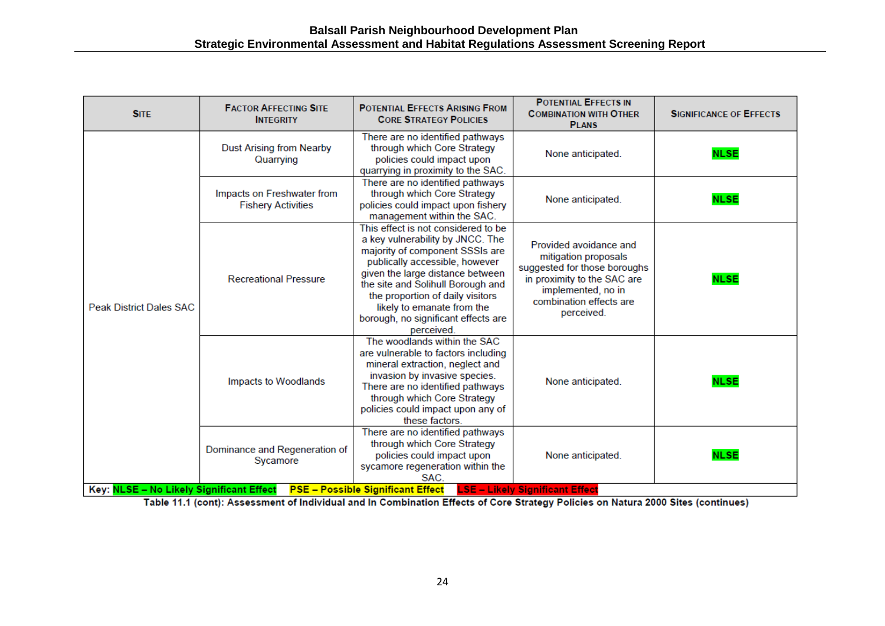| Site | Factor Affecting Site Integrity | Potential Effects Arising From Core Strategy Policies | Potential Effects in Combination with Other Plans | Significance of Effects |
|---|---|---|---|---|
| Peak District Dales SAC | Dust Arising from Nearby Quarrying | There are no identified pathways through which Core Strategy policies could impact upon quarrying in proximity to the SAC. | None anticipated. | NLSE |
| | Impacts on Freshwater from Fishery Activities | There are no identified pathways through which Core Strategy policies could impact upon fishery management within the SAC. | None anticipated. | NLSE |
| | Recreational Pressure | This effect is not considered to be a key vulnerability by JNCC. The majority of component SSSIs are publically accessible, however given the large distance between the site and Solihull Borough and the proportion of daily visitors likely to emanate from the borough, no significant effects are perceived. | Provided avoidance and mitigation proposals suggested for those boroughs in proximity to the SAC are implemented, no in combination effects are perceived. | NLSE |
| | Impacts to Woodlands | The woodlands within the SAC are vulnerable to factors including mineral extraction, neglect and invasion by invasive species. There are no identified pathways through which Core Strategy policies could impact upon any of these factors. | None anticipated. | NLSE |
| | Dominance and Regeneration of Sycamore | There are no identified pathways through which Core Strategy policies could impact upon sycamore regeneration within the SAC. | None anticipated. | NLSE |

**Key: NLSE – No Likely Significant Effect PSE – Possible Significant Effect LSE – Likely Significant Effect**

**Table 11.1 (cont): Assessment of Individual and In Combination Effects of Core Strategy Policies on Natura 2000 Sites (continues)**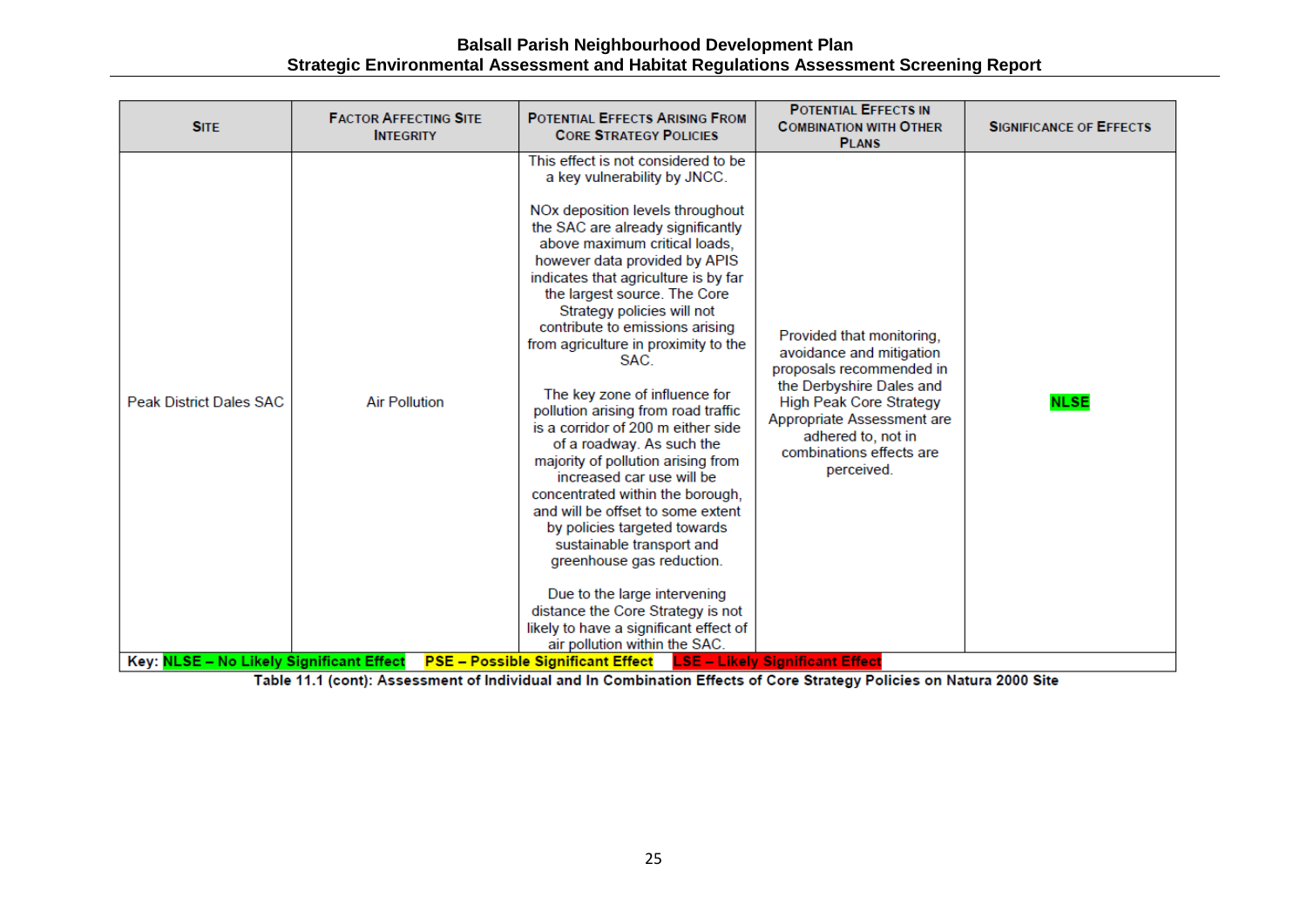| Site | Factor Affecting Site Integrity | Potential Effects Arising From Core Strategy Policies | Potential Effects in Combination with Other Plans | Significance of Effects |
|---|---|---|---|---|
| Peak District Dales SAC | Air Pollution | This effect is not considered to be a key vulnerability by JNCC.<br><br>NOx deposition levels throughout the SAC are already significantly above maximum critical loads, however data provided by APIS indicates that agriculture is by far the largest source. The Core Strategy policies will not contribute to emissions arising from agriculture in proximity to the SAC.<br><br>The key zone of influence for pollution arising from road traffic is a corridor of 200 m either side of a roadway. As such the majority of pollution arising from increased car use will be concentrated within the borough, and will be offset to some extent by policies targeted towards sustainable transport and greenhouse gas reduction.<br><br>Due to the large intervening distance the Core Strategy is not likely to have a significant effect of air pollution within the SAC. | Provided that monitoring, avoidance and mitigation proposals recommended in the Derbyshire Dales and High Peak Core Strategy Appropriate Assessment are adhered to, not in combinations effects are perceived. | **NLSE** |

**Key: NLSE – No Likely Significant Effect   PSE – Possible Significant Effect   LSE – Likely Significant Effect**

**Table 11.1 (cont): Assessment of Individual and In Combination Effects of Core Strategy Policies on Natura 2000 Site**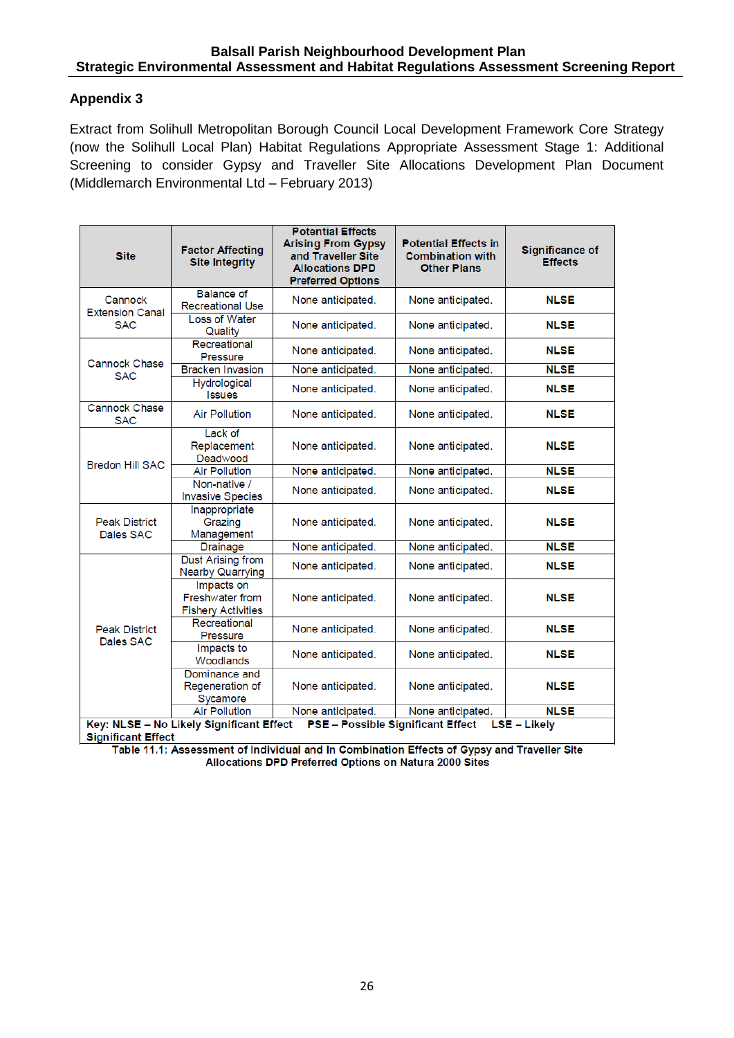## Appendix 3

Extract from Solihull Metropolitan Borough Council Local Development Framework Core Strategy (now the Solihull Local Plan) Habitat Regulations Appropriate Assessment Stage 1: Additional Screening to consider Gypsy and Traveller Site Allocations Development Plan Document (Middlemarch Environmental Ltd – February 2013)

| Site | Factor Affecting Site Integrity | Potential Effects Arising From Gypsy and Traveller Site Allocations DPD Preferred Options | Potential Effects in Combination with Other Plans | Significance of Effects |
|---|---|---|---|---|
| Cannock Extension Canal SAC | Balance of Recreational Use | None anticipated. | None anticipated. | **NLSE** |
| | Loss of Water Quality | None anticipated. | None anticipated. | **NLSE** |
| Cannock Chase SAC | Recreational Pressure | None anticipated. | None anticipated. | **NLSE** |
| | Bracken Invasion | None anticipated. | None anticipated. | **NLSE** |
| | Hydrological Issues | None anticipated. | None anticipated. | **NLSE** |
| Cannock Chase SAC | Air Pollution | None anticipated. | None anticipated. | **NLSE** |
| Bredon Hill SAC | Lack of Replacement Deadwood | None anticipated. | None anticipated. | **NLSE** |
| | Air Pollution | None anticipated. | None anticipated. | **NLSE** |
| | Non-native / Invasive Species | None anticipated. | None anticipated. | **NLSE** |
| Peak District Dales SAC | Inappropriate Grazing Management | None anticipated. | None anticipated. | **NLSE** |
| | Drainage | None anticipated. | None anticipated. | **NLSE** |
| Peak District Dales SAC | Dust Arising from Nearby Quarrying | None anticipated. | None anticipated. | **NLSE** |
| | Impacts on Freshwater from Fishery Activities | None anticipated. | None anticipated. | **NLSE** |
| | Recreational Pressure | None anticipated. | None anticipated. | **NLSE** |
| | Impacts to Woodlands | None anticipated. | None anticipated. | **NLSE** |
| | Dominance and Regeneration of Sycamore | None anticipated. | None anticipated. | **NLSE** |
| | Air Pollution | None anticipated. | None anticipated. | **NLSE** |
| **Key: NLSE – No Likely Significant Effect PSE – Possible Significant Effect LSE – Likely Significant Effect** | | | | |

**Table 11.1: Assessment of Individual and In Combination Effects of Gypsy and Traveller Site Allocations DPD Preferred Options on Natura 2000 Sites**